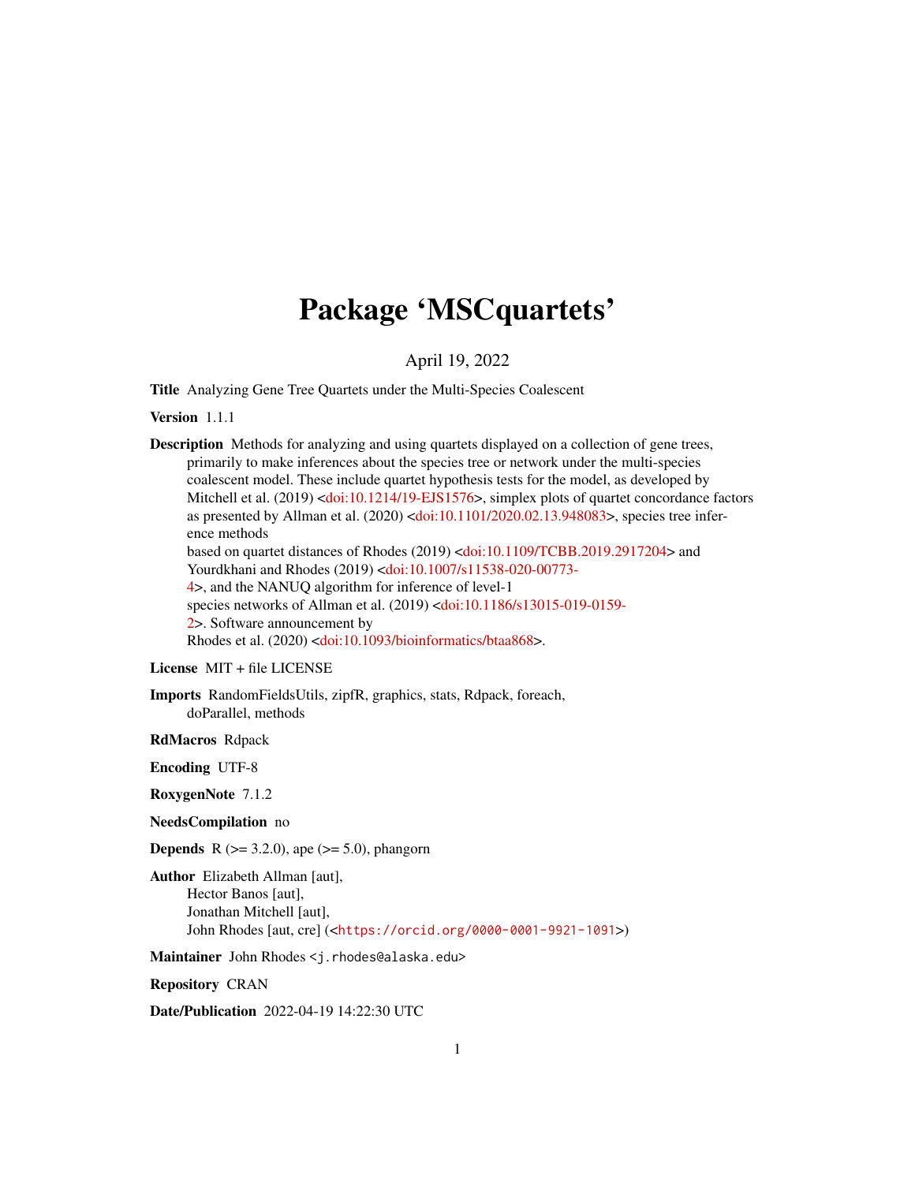# Package 'MSCquartets'

April 19, 2022

**Title** Analyzing Gene Tree Quartets under the Multi-Species Coalescent

**Version** 1.1.1

**Description** Methods for analyzing and using quartets displayed on a collection of gene trees, primarily to make inferences about the species tree or network under the multi-species coalescent model. These include quartet hypothesis tests for the model, as developed by Mitchell et al. (2019) <doi:10.1214/19-EJS1576>, simplex plots of quartet concordance factors as presented by Allman et al. (2020) <doi:10.1101/2020.02.13.948083>, species tree inference methods based on quartet distances of Rhodes (2019) <doi:10.1109/TCBB.2019.2917204> and Yourdkhani and Rhodes (2019) <doi:10.1007/s11538-020-00773-4>, and the NANUQ algorithm for inference of level-1 species networks of Allman et al. (2019) <doi:10.1186/s13015-019-0159-2>. Software announcement by Rhodes et al. (2020) <doi:10.1093/bioinformatics/btaa868>.

**License** MIT + file LICENSE

**Imports** RandomFieldsUtils, zipfR, graphics, stats, Rdpack, foreach, doParallel, methods

**RdMacros** Rdpack

**Encoding** UTF-8

**RoxygenNote** 7.1.2

**NeedsCompilation** no

**Depends** R (>= 3.2.0), ape (>= 5.0), phangorn

**Author** Elizabeth Allman [aut],
Hector Banos [aut],
Jonathan Mitchell [aut],
John Rhodes [aut, cre] (<https://orcid.org/0000-0001-9921-1091>)

**Maintainer** John Rhodes <j.rhodes@alaska.edu>

**Repository** CRAN

**Date/Publication** 2022-04-19 14:22:30 UTC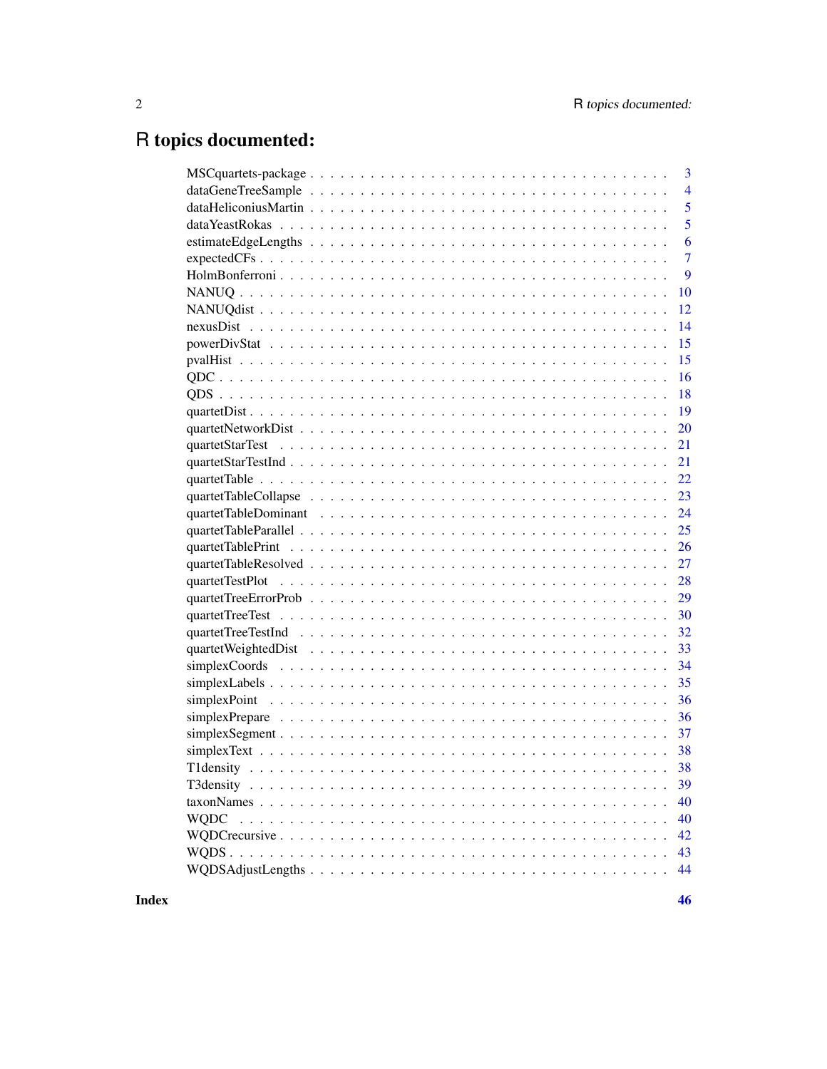# R topics documented:

| | |
|---|---|
| MSCquartets-package | 3 |
| dataGeneTreeSample | 4 |
| dataHeliconiusMartin | 5 |
| dataYeastRokas | 5 |
| estimateEdgeLengths | 6 |
| expectedCFs | 7 |
| HolmBonferroni | 9 |
| NANUQ | 10 |
| NANUQdist | 12 |
| nexusDist | 14 |
| powerDivStat | 15 |
| pvalHist | 15 |
| QDC | 16 |
| QDS | 18 |
| quartetDist | 19 |
| quartetNetworkDist | 20 |
| quartetStarTest | 21 |
| quartetStarTestInd | 21 |
| quartetTable | 22 |
| quartetTableCollapse | 23 |
| quartetTableDominant | 24 |
| quartetTableParallel | 25 |
| quartetTablePrint | 26 |
| quartetTableResolved | 27 |
| quartetTestPlot | 28 |
| quartetTreeErrorProb | 29 |
| quartetTreeTest | 30 |
| quartetTreeTestInd | 32 |
| quartetWeightedDist | 33 |
| simplexCoords | 34 |
| simplexLabels | 35 |
| simplexPoint | 36 |
| simplexPrepare | 36 |
| simplexSegment | 37 |
| simplexText | 38 |
| T1density | 38 |
| T3density | 39 |
| taxonNames | 40 |
| WQDC | 40 |
| WQDCrecursive | 42 |
| WQDS | 43 |
| WQDSAdjustLengths | 44 |

**Index** **46**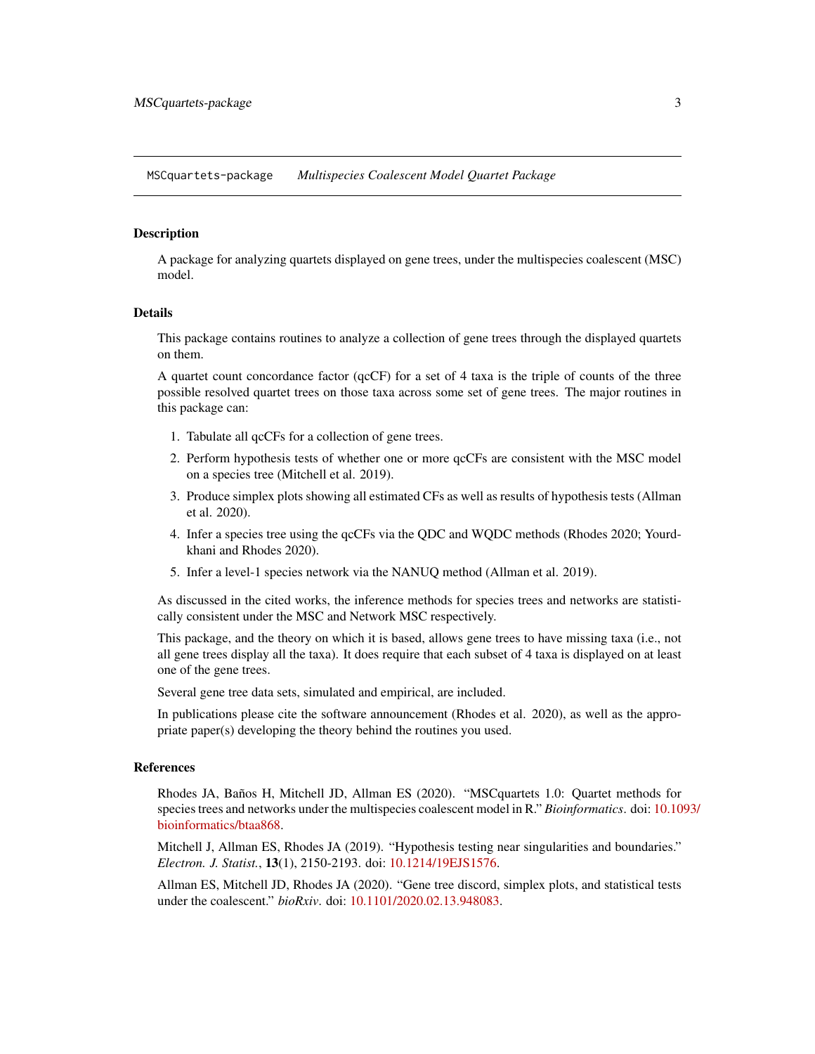## MSCquartets-package — *Multispecies Coalescent Model Quartet Package*

### Description

A package for analyzing quartets displayed on gene trees, under the multispecies coalescent (MSC) model.

### Details

This package contains routines to analyze a collection of gene trees through the displayed quartets on them.

A quartet count concordance factor (qcCF) for a set of 4 taxa is the triple of counts of the three possible resolved quartet trees on those taxa across some set of gene trees. The major routines in this package can:

1. Tabulate all qcCFs for a collection of gene trees.
2. Perform hypothesis tests of whether one or more qcCFs are consistent with the MSC model on a species tree (Mitchell et al. 2019).
3. Produce simplex plots showing all estimated CFs as well as results of hypothesis tests (Allman et al. 2020).
4. Infer a species tree using the qcCFs via the QDC and WQDC methods (Rhodes 2020; Yourdkhani and Rhodes 2020).
5. Infer a level-1 species network via the NANUQ method (Allman et al. 2019).

As discussed in the cited works, the inference methods for species trees and networks are statistically consistent under the MSC and Network MSC respectively.

This package, and the theory on which it is based, allows gene trees to have missing taxa (i.e., not all gene trees display all the taxa). It does require that each subset of 4 taxa is displayed on at least one of the gene trees.

Several gene tree data sets, simulated and empirical, are included.

In publications please cite the software announcement (Rhodes et al. 2020), as well as the appropriate paper(s) developing the theory behind the routines you used.

### References

Rhodes JA, Baños H, Mitchell JD, Allman ES (2020). "MSCquartets 1.0: Quartet methods for species trees and networks under the multispecies coalescent model in R." *Bioinformatics*. doi: 10.1093/bioinformatics/btaa868.

Mitchell J, Allman ES, Rhodes JA (2019). "Hypothesis testing near singularities and boundaries." *Electron. J. Statist.*, **13**(1), 2150-2193. doi: 10.1214/19EJS1576.

Allman ES, Mitchell JD, Rhodes JA (2020). "Gene tree discord, simplex plots, and statistical tests under the coalescent." *bioRxiv*. doi: 10.1101/2020.02.13.948083.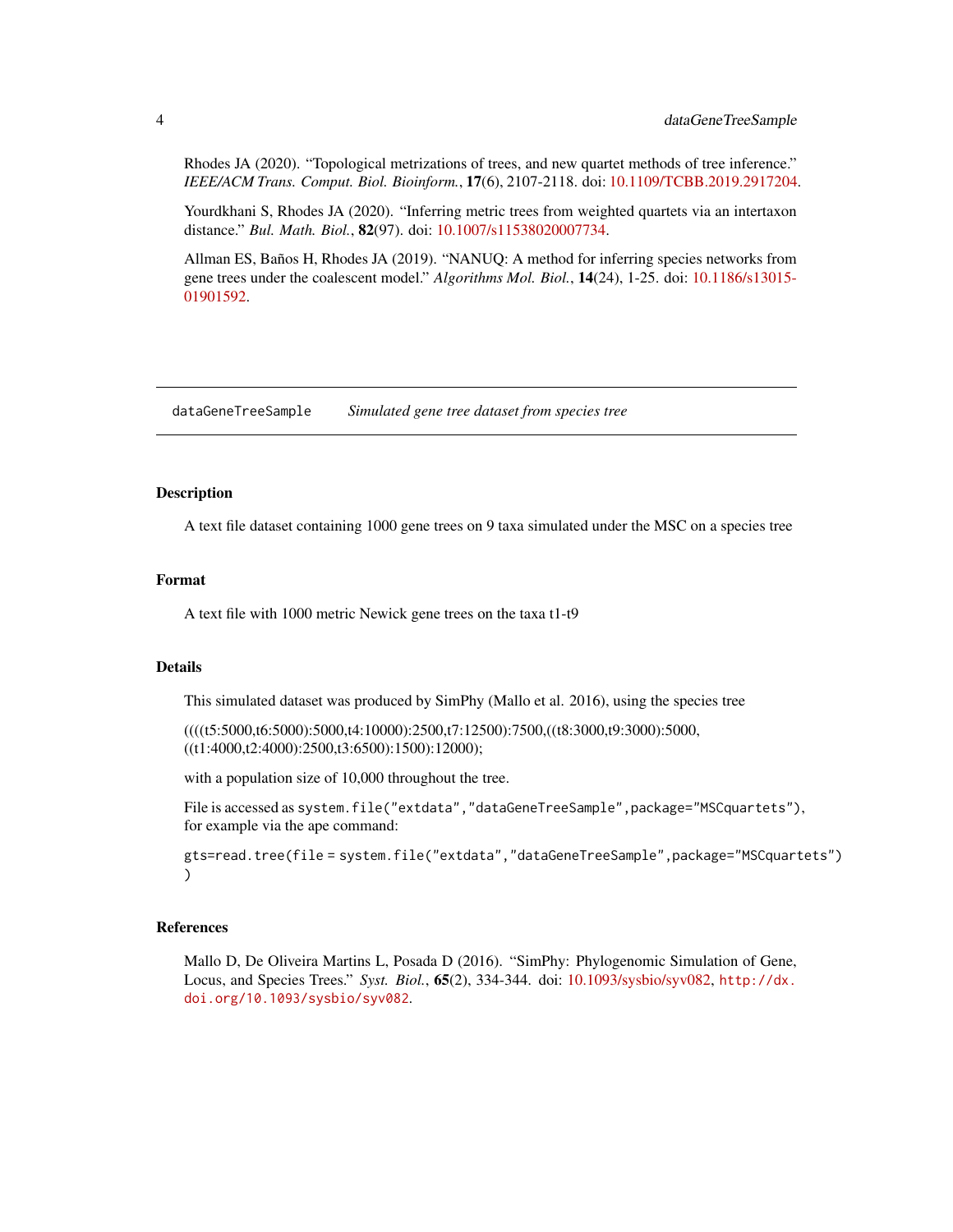Rhodes JA (2020). "Topological metrizations of trees, and new quartet methods of tree inference." *IEEE/ACM Trans. Comput. Biol. Bioinform.*, **17**(6), 2107-2118. doi: 10.1109/TCBB.2019.2917204.

Yourdkhani S, Rhodes JA (2020). "Inferring metric trees from weighted quartets via an intertaxon distance." *Bul. Math. Biol.*, **82**(97). doi: 10.1007/s11538020007734.

Allman ES, Baños H, Rhodes JA (2019). "NANUQ: A method for inferring species networks from gene trees under the coalescent model." *Algorithms Mol. Biol.*, **14**(24), 1-25. doi: 10.1186/s13015-01901592.

---

## dataGeneTreeSample — *Simulated gene tree dataset from species tree*

### Description

A text file dataset containing 1000 gene trees on 9 taxa simulated under the MSC on a species tree

### Format

A text file with 1000 metric Newick gene trees on the taxa t1-t9

### Details

This simulated dataset was produced by SimPhy (Mallo et al. 2016), using the species tree

((((t5:5000,t6:5000):5000,t4:10000):2500,t7:12500):7500,((t8:3000,t9:3000):5000, ((t1:4000,t2:4000):2500,t3:6500):1500):12000);

with a population size of 10,000 throughout the tree.

File is accessed as `system.file("extdata","dataGeneTreeSample",package="MSCquartets")`, for example via the ape command:

```
gts=read.tree(file = system.file("extdata","dataGeneTreeSample",package="MSCquartets")
)
```

### References

Mallo D, De Oliveira Martins L, Posada D (2016). "SimPhy: Phylogenomic Simulation of Gene, Locus, and Species Trees." *Syst. Biol.*, **65**(2), 334-344. doi: 10.1093/sysbio/syv082, `http://dx.doi.org/10.1093/sysbio/syv082`.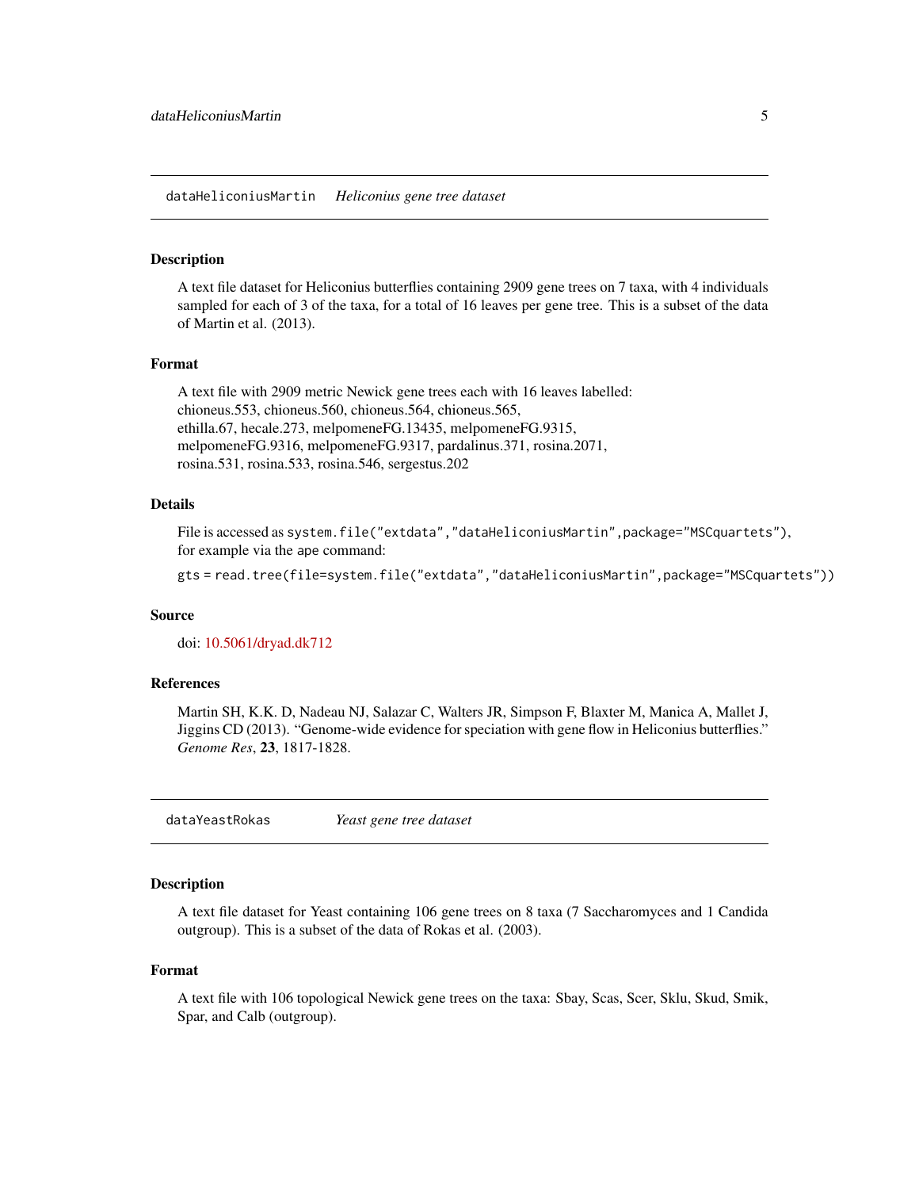## dataHeliconiusMartin *Heliconius gene tree dataset*

### Description

A text file dataset for Heliconius butterflies containing 2909 gene trees on 7 taxa, with 4 individuals sampled for each of 3 of the taxa, for a total of 16 leaves per gene tree. This is a subset of the data of Martin et al. (2013).

### Format

A text file with 2909 metric Newick gene trees each with 16 leaves labelled:
chioneus.553, chioneus.560, chioneus.564, chioneus.565,
ethilla.67, hecale.273, melpomeneFG.13435, melpomeneFG.9315,
melpomeneFG.9316, melpomeneFG.9317, pardalinus.371, rosina.2071,
rosina.531, rosina.533, rosina.546, sergestus.202

### Details

File is accessed as `system.file("extdata","dataHeliconiusMartin",package="MSCquartets")`, for example via the ape command:

```
gts = read.tree(file=system.file("extdata","dataHeliconiusMartin",package="MSCquartets"))
```

### Source

doi: 10.5061/dryad.dk712

### References

Martin SH, K.K. D, Nadeau NJ, Salazar C, Walters JR, Simpson F, Blaxter M, Manica A, Mallet J, Jiggins CD (2013). "Genome-wide evidence for speciation with gene flow in Heliconius butterflies." *Genome Res*, **23**, 1817-1828.

## dataYeastRokas *Yeast gene tree dataset*

### Description

A text file dataset for Yeast containing 106 gene trees on 8 taxa (7 Saccharomyces and 1 Candida outgroup). This is a subset of the data of Rokas et al. (2003).

### Format

A text file with 106 topological Newick gene trees on the taxa: Sbay, Scas, Scer, Sklu, Skud, Smik, Spar, and Calb (outgroup).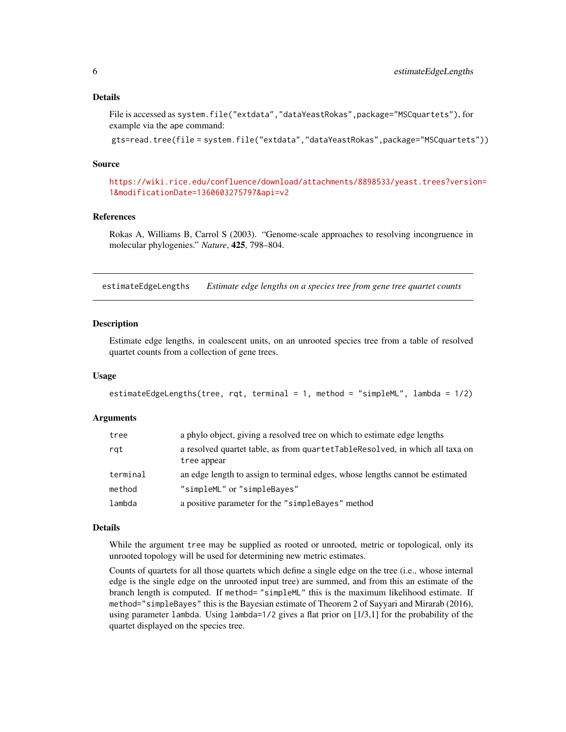### Details

File is accessed as `system.file("extdata","dataYeastRokas",package="MSCquartets")`, for example via the ape command:

```
gts=read.tree(file = system.file("extdata","dataYeastRokas",package="MSCquartets"))
```

### Source

https://wiki.rice.edu/confluence/download/attachments/8898533/yeast.trees?version=1&modificationDate=1360603275797&api=v2

### References

Rokas A, Williams B, Carrol S (2003). "Genome-scale approaches to resolving incongruence in molecular phylogenies." *Nature*, **425**, 798–804.

---

## estimateEdgeLengths — *Estimate edge lengths on a species tree from gene tree quartet counts*

### Description

Estimate edge lengths, in coalescent units, on an unrooted species tree from a table of resolved quartet counts from a collection of gene trees.

### Usage

```
estimateEdgeLengths(tree, rqt, terminal = 1, method = "simpleML", lambda = 1/2)
```

### Arguments

| | |
|---|---|
| `tree` | a phylo object, giving a resolved tree on which to estimate edge lengths |
| `rqt` | a resolved quartet table, as from `quartetTableResolved`, in which all taxa on `tree` appear |
| `terminal` | an edge length to assign to terminal edges, whose lengths cannot be estimated |
| `method` | `"simpleML"` or `"simpleBayes"` |
| `lambda` | a positive parameter for the `"simpleBayes"` method |

### Details

While the argument `tree` may be supplied as rooted or unrooted, metric or topological, only its unrooted topology will be used for determining new metric estimates.

Counts of quartets for all those quartets which define a single edge on the tree (i.e., whose internal edge is the single edge on the unrooted input tree) are summed, and from this an estimate of the branch length is computed. If `method= "simpleML"` this is the maximum likelihood estimate. If `method="simpleBayes"` this is the Bayesian estimate of Theorem 2 of Sayyari and Mirarab (2016), using parameter `lambda`. Using `lambda=1/2` gives a flat prior on [1/3,1] for the probability of the quartet displayed on the species tree.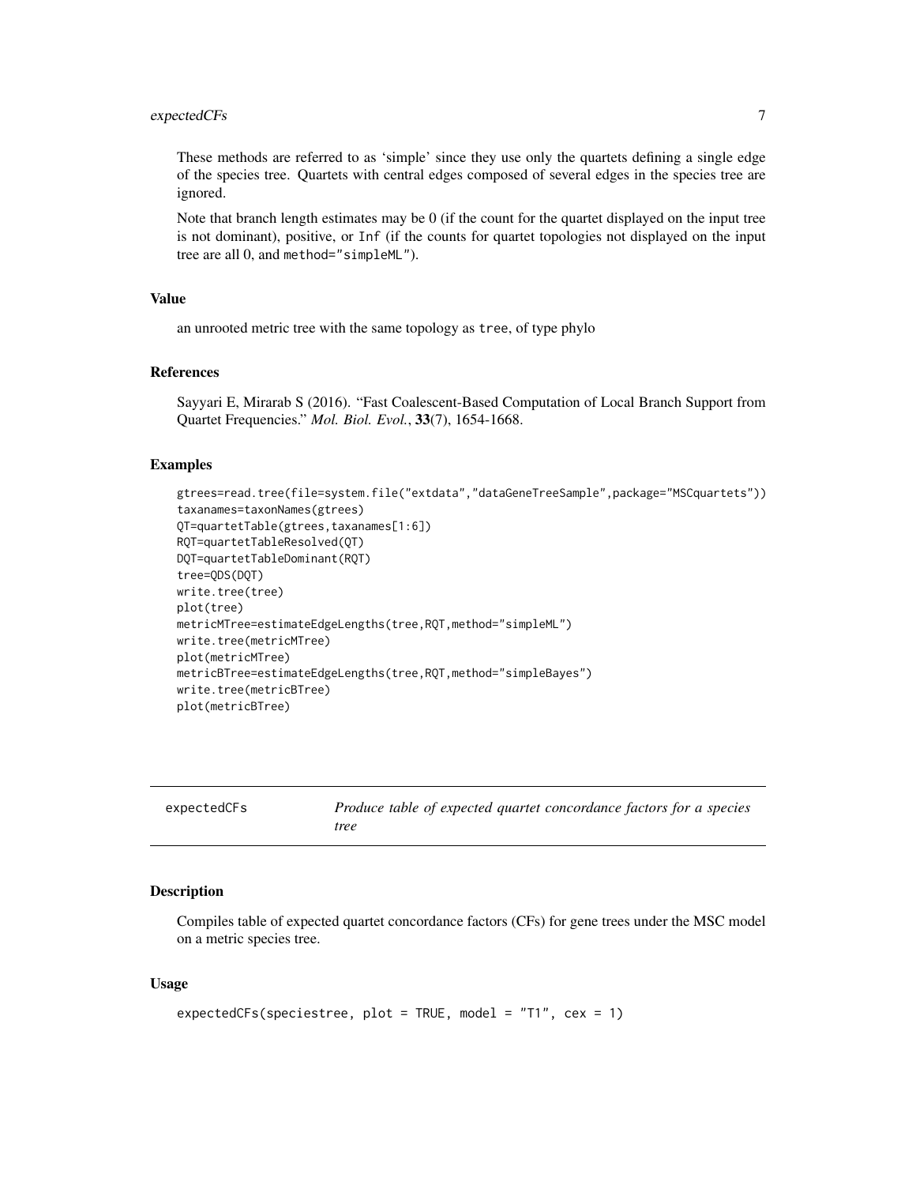These methods are referred to as 'simple' since they use only the quartets defining a single edge of the species tree. Quartets with central edges composed of several edges in the species tree are ignored.

Note that branch length estimates may be 0 (if the count for the quartet displayed on the input tree is not dominant), positive, or `Inf` (if the counts for quartet topologies not displayed on the input tree are all 0, and `method="simpleML"`).

### Value

an unrooted metric tree with the same topology as `tree`, of type phylo

### References

Sayyari E, Mirarab S (2016). "Fast Coalescent-Based Computation of Local Branch Support from Quartet Frequencies." *Mol. Biol. Evol.*, **33**(7), 1654-1668.

### Examples

```
gtrees=read.tree(file=system.file("extdata","dataGeneTreeSample",package="MSCquartets"))
taxanames=taxonNames(gtrees)
QT=quartetTable(gtrees,taxanames[1:6])
RQT=quartetTableResolved(QT)
DQT=quartetTableDominant(RQT)
tree=QDS(DQT)
write.tree(tree)
plot(tree)
metricMTree=estimateEdgeLengths(tree,RQT,method="simpleML")
write.tree(metricMTree)
plot(metricMTree)
metricBTree=estimateEdgeLengths(tree,RQT,method="simpleBayes")
write.tree(metricBTree)
plot(metricBTree)
```

---

## expectedCFs — *Produce table of expected quartet concordance factors for a species tree*

### Description

Compiles table of expected quartet concordance factors (CFs) for gene trees under the MSC model on a metric species tree.

### Usage

```
expectedCFs(speciestree, plot = TRUE, model = "T1", cex = 1)
```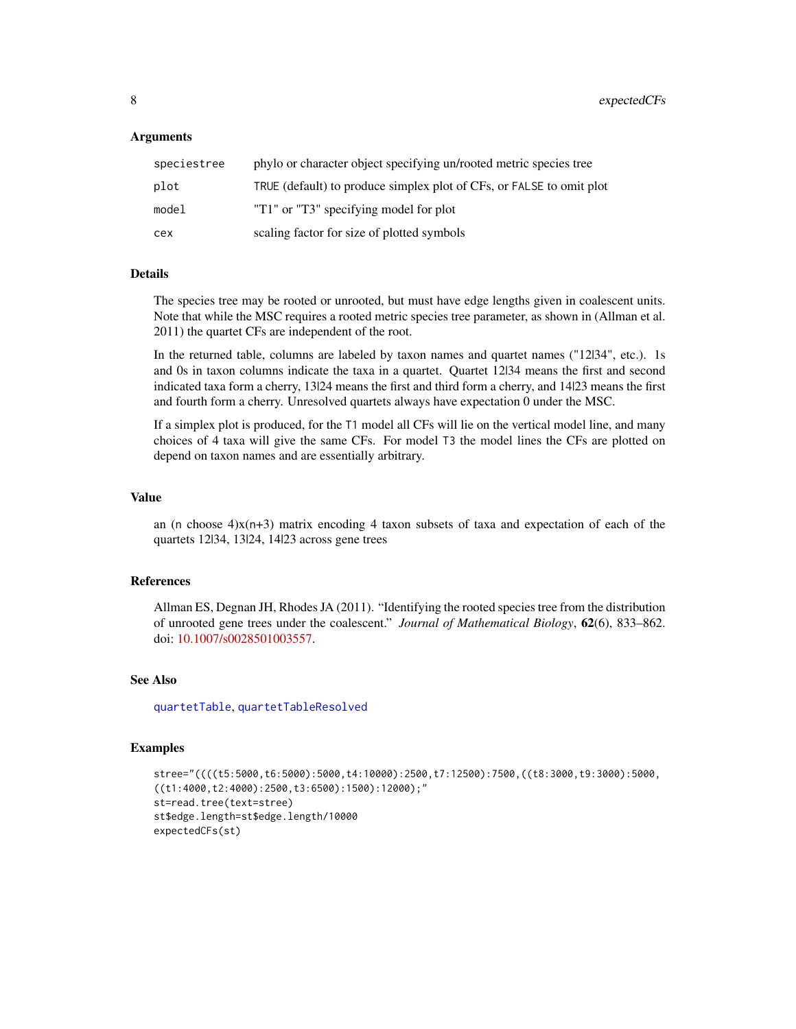### Arguments

| | |
|---|---|
| speciestree | phylo or character object specifying un/rooted metric species tree |
| plot | TRUE (default) to produce simplex plot of CFs, or FALSE to omit plot |
| model | "T1" or "T3" specifying model for plot |
| cex | scaling factor for size of plotted symbols |

### Details

The species tree may be rooted or unrooted, but must have edge lengths given in coalescent units. Note that while the MSC requires a rooted metric species tree parameter, as shown in (Allman et al. 2011) the quartet CFs are independent of the root.

In the returned table, columns are labeled by taxon names and quartet names ("12|34", etc.). 1s and 0s in taxon columns indicate the taxa in a quartet. Quartet 12|34 means the first and second indicated taxa form a cherry, 13|24 means the first and third form a cherry, and 14|23 means the first and fourth form a cherry. Unresolved quartets always have expectation 0 under the MSC.

If a simplex plot is produced, for the T1 model all CFs will lie on the vertical model line, and many choices of 4 taxa will give the same CFs. For model T3 the model lines the CFs are plotted on depend on taxon names and are essentially arbitrary.

### Value

an (n choose 4)x(n+3) matrix encoding 4 taxon subsets of taxa and expectation of each of the quartets 12|34, 13|24, 14|23 across gene trees

### References

Allman ES, Degnan JH, Rhodes JA (2011). "Identifying the rooted species tree from the distribution of unrooted gene trees under the coalescent." *Journal of Mathematical Biology*, **62**(6), 833–862. doi: 10.1007/s0028501003557.

### See Also

quartetTable, quartetTableResolved

### Examples

```
stree="((((t5:5000,t6:5000):5000,t4:10000):2500,t7:12500):7500,((t8:3000,t9:3000):5000,
((t1:4000,t2:4000):2500,t3:6500):1500):12000);"
st=read.tree(text=stree)
st$edge.length=st$edge.length/10000
expectedCFs(st)
```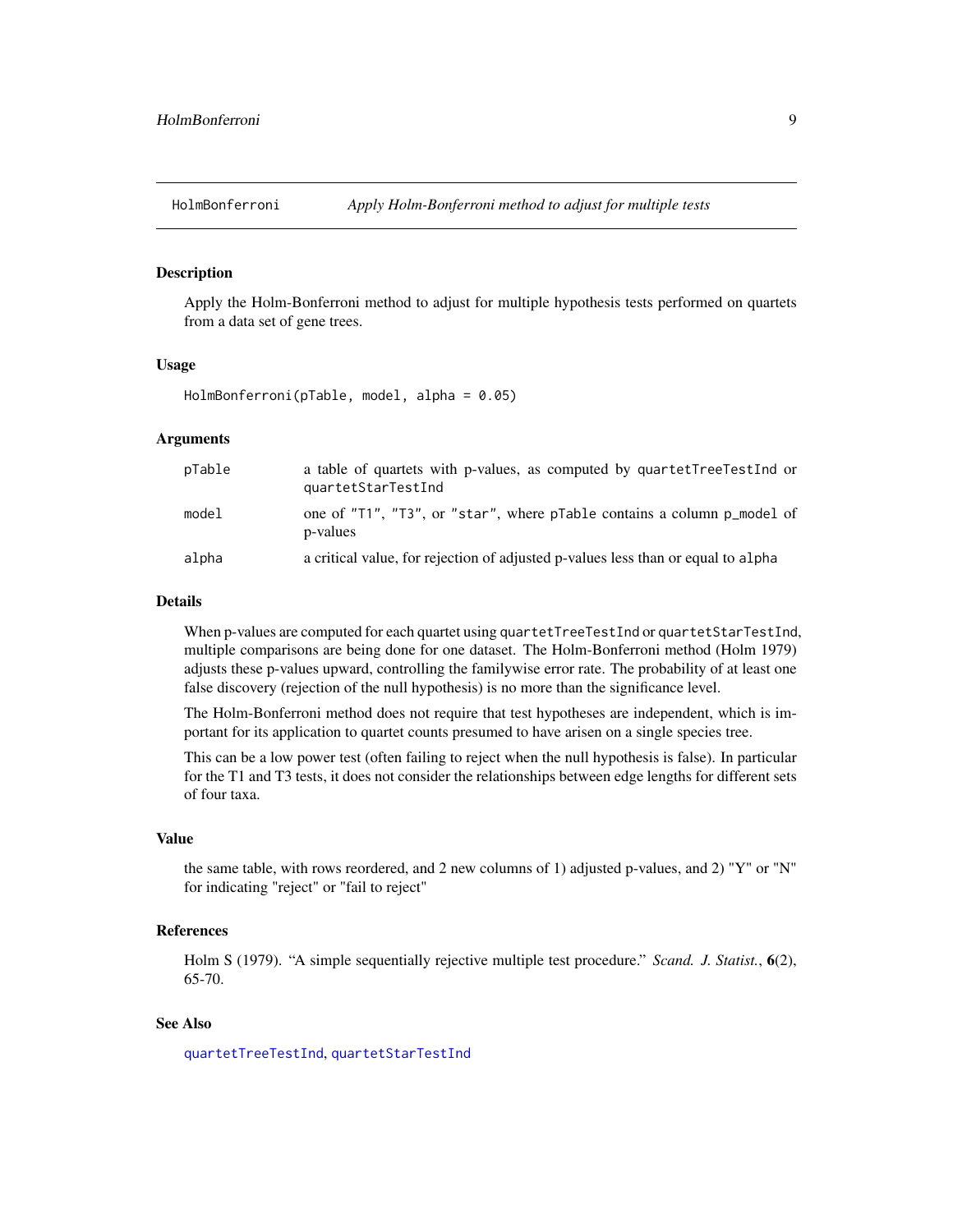## HolmBonferroni — *Apply Holm-Bonferroni method to adjust for multiple tests*

### Description

Apply the Holm-Bonferroni method to adjust for multiple hypothesis tests performed on quartets from a data set of gene trees.

### Usage

```
HolmBonferroni(pTable, model, alpha = 0.05)
```

### Arguments

| | |
|---|---|
| `pTable` | a table of quartets with p-values, as computed by `quartetTreeTestInd` or `quartetStarTestInd` |
| `model` | one of `"T1"`, `"T3"`, or `"star"`, where `pTable` contains a column `p_model` of p-values |
| `alpha` | a critical value, for rejection of adjusted p-values less than or equal to `alpha` |

### Details

When p-values are computed for each quartet using `quartetTreeTestInd` or `quartetStarTestInd`, multiple comparisons are being done for one dataset. The Holm-Bonferroni method (Holm 1979) adjusts these p-values upward, controlling the familywise error rate. The probability of at least one false discovery (rejection of the null hypothesis) is no more than the significance level.

The Holm-Bonferroni method does not require that test hypotheses are independent, which is important for its application to quartet counts presumed to have arisen on a single species tree.

This can be a low power test (often failing to reject when the null hypothesis is false). In particular for the T1 and T3 tests, it does not consider the relationships between edge lengths for different sets of four taxa.

### Value

the same table, with rows reordered, and 2 new columns of 1) adjusted p-values, and 2) "Y" or "N" for indicating "reject" or "fail to reject"

### References

Holm S (1979). "A simple sequentially rejective multiple test procedure." *Scand. J. Statist.*, **6**(2), 65-70.

### See Also

`quartetTreeTestInd`, `quartetStarTestInd`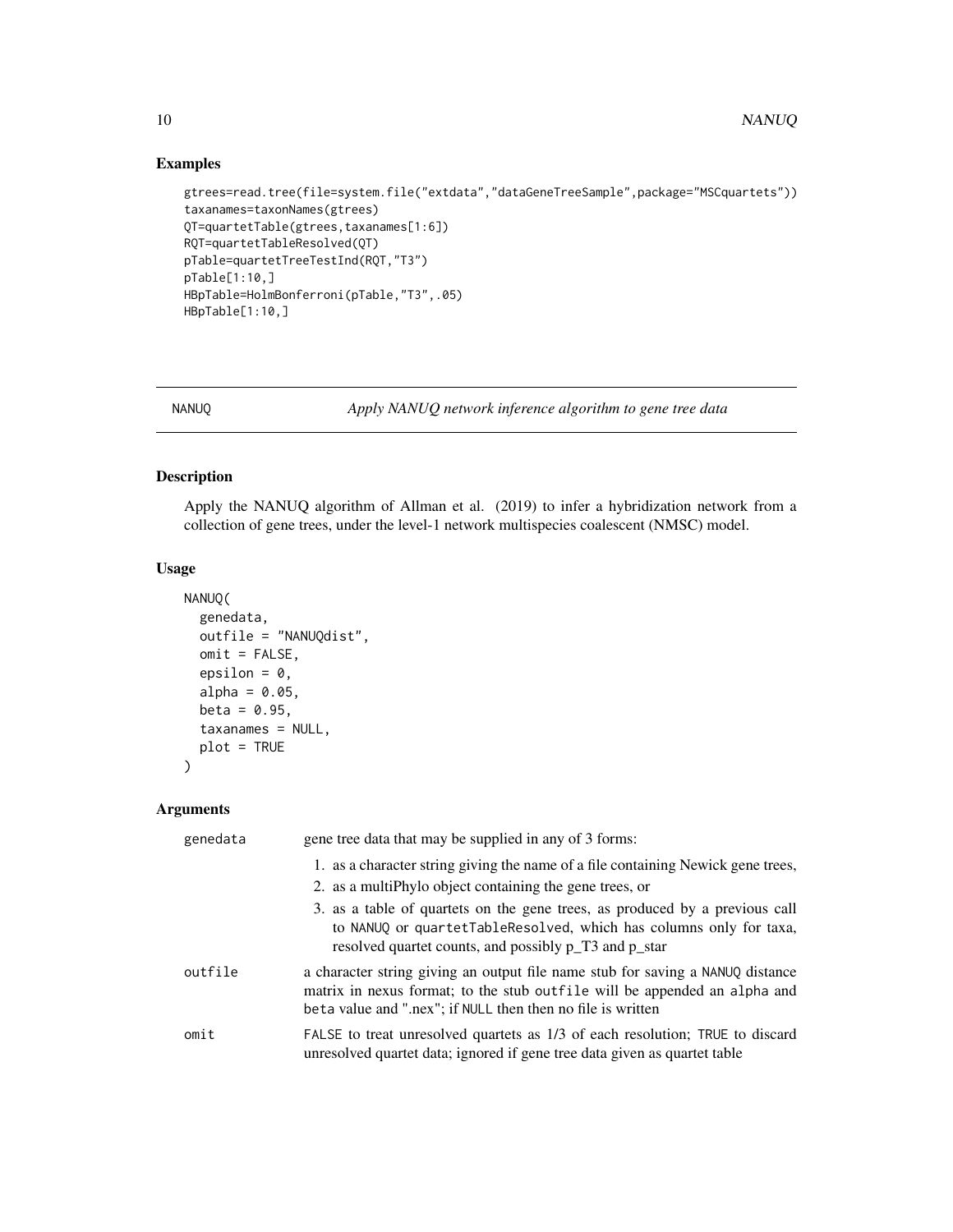## Examples

```
gtrees=read.tree(file=system.file("extdata","dataGeneTreeSample",package="MSCquartets"))
taxanames=taxonNames(gtrees)
QT=quartetTable(gtrees,taxanames[1:6])
RQT=quartetTableResolved(QT)
pTable=quartetTreeTestInd(RQT,"T3")
pTable[1:10,]
HBpTable=HolmBonferroni(pTable,"T3",.05)
HBpTable[1:10,]
```

---

## NANUQ — *Apply NANUQ network inference algorithm to gene tree data*

### Description

Apply the NANUQ algorithm of Allman et al. (2019) to infer a hybridization network from a collection of gene trees, under the level-1 network multispecies coalescent (NMSC) model.

### Usage

```
NANUQ(
  genedata,
  outfile = "NANUQdist",
  omit = FALSE,
  epsilon = 0,
  alpha = 0.05,
  beta = 0.95,
  taxanames = NULL,
  plot = TRUE
)
```

### Arguments

| | |
|---|---|
| `genedata` | gene tree data that may be supplied in any of 3 forms:<br>1. as a character string giving the name of a file containing Newick gene trees,<br>2. as a multiPhylo object containing the gene trees, or<br>3. as a table of quartets on the gene trees, as produced by a previous call to `NANUQ` or `quartetTableResolved`, which has columns only for taxa, resolved quartet counts, and possibly p_T3 and p_star |
| `outfile` | a character string giving an output file name stub for saving a `NANUQ` distance matrix in nexus format; to the stub `outfile` will be appended an `alpha` and `beta` value and ".nex"; if `NULL` then then no file is written |
| `omit` | `FALSE` to treat unresolved quartets as 1/3 of each resolution; `TRUE` to discard unresolved quartet data; ignored if gene tree data given as quartet table |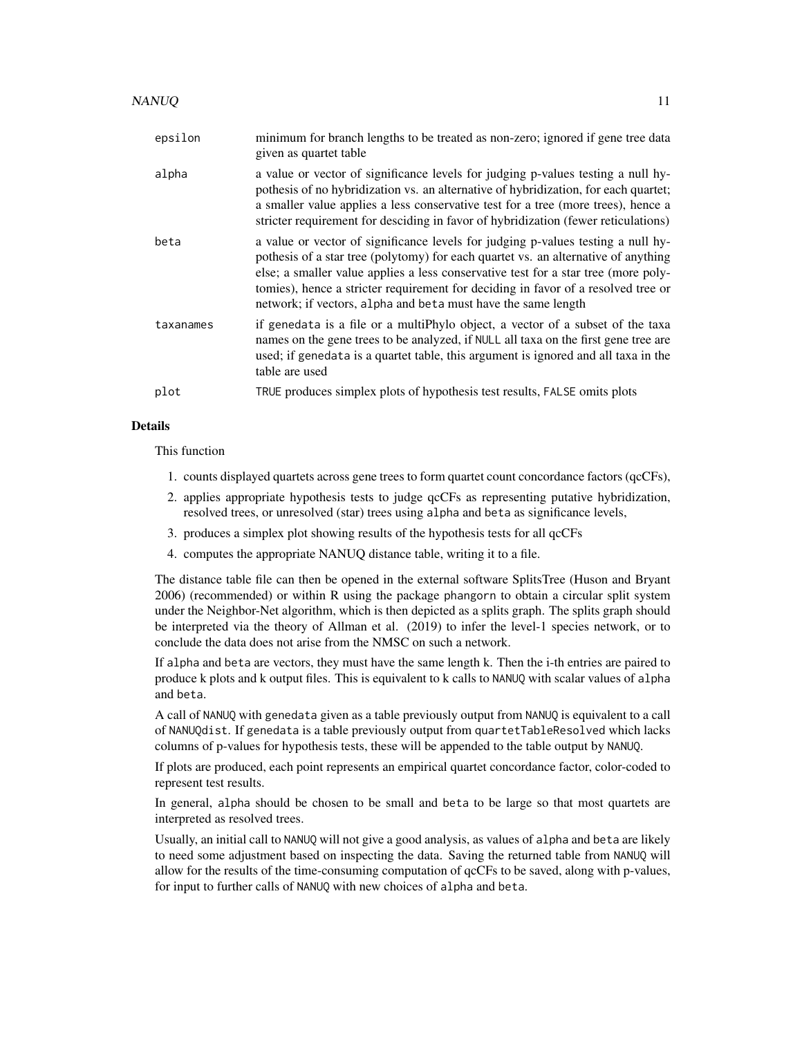| | |
|---|---|
| epsilon | minimum for branch lengths to be treated as non-zero; ignored if gene tree data given as quartet table |
| alpha | a value or vector of significance levels for judging p-values testing a null hypothesis of no hybridization vs. an alternative of hybridization, for each quartet; a smaller value applies a less conservative test for a tree (more trees), hence a stricter requirement for desciding in favor of hybridization (fewer reticulations) |
| beta | a value or vector of significance levels for judging p-values testing a null hypothesis of a star tree (polytomy) for each quartet vs. an alternative of anything else; a smaller value applies a less conservative test for a star tree (more polytomies), hence a stricter requirement for deciding in favor of a resolved tree or network; if vectors, `alpha` and `beta` must have the same length |
| taxanames | if `genedata` is a file or a multiPhylo object, a vector of a subset of the taxa names on the gene trees to be analyzed, if `NULL` all taxa on the first gene tree are used; if `genedata` is a quartet table, this argument is ignored and all taxa in the table are used |
| plot | `TRUE` produces simplex plots of hypothesis test results, `FALSE` omits plots |

## Details

This function

1. counts displayed quartets across gene trees to form quartet count concordance factors (qcCFs),
2. applies appropriate hypothesis tests to judge qcCFs as representing putative hybridization, resolved trees, or unresolved (star) trees using `alpha` and `beta` as significance levels,
3. produces a simplex plot showing results of the hypothesis tests for all qcCFs
4. computes the appropriate NANUQ distance table, writing it to a file.

The distance table file can then be opened in the external software SplitsTree (Huson and Bryant 2006) (recommended) or within R using the package `phangorn` to obtain a circular split system under the Neighbor-Net algorithm, which is then depicted as a splits graph. The splits graph should be interpreted via the theory of Allman et al. (2019) to infer the level-1 species network, or to conclude the data does not arise from the NMSC on such a network.

If `alpha` and `beta` are vectors, they must have the same length k. Then the i-th entries are paired to produce k plots and k output files. This is equivalent to k calls to `NANUQ` with scalar values of `alpha` and `beta`.

A call of `NANUQ` with `genedata` given as a table previously output from `NANUQ` is equivalent to a call of `NANUQdist`. If `genedata` is a table previously output from `quartetTableResolved` which lacks columns of p-values for hypothesis tests, these will be appended to the table output by `NANUQ`.

If plots are produced, each point represents an empirical quartet concordance factor, color-coded to represent test results.

In general, `alpha` should be chosen to be small and `beta` to be large so that most quartets are interpreted as resolved trees.

Usually, an initial call to `NANUQ` will not give a good analysis, as values of `alpha` and `beta` are likely to need some adjustment based on inspecting the data. Saving the returned table from `NANUQ` will allow for the results of the time-consuming computation of qcCFs to be saved, along with p-values, for input to further calls of `NANUQ` with new choices of `alpha` and `beta`.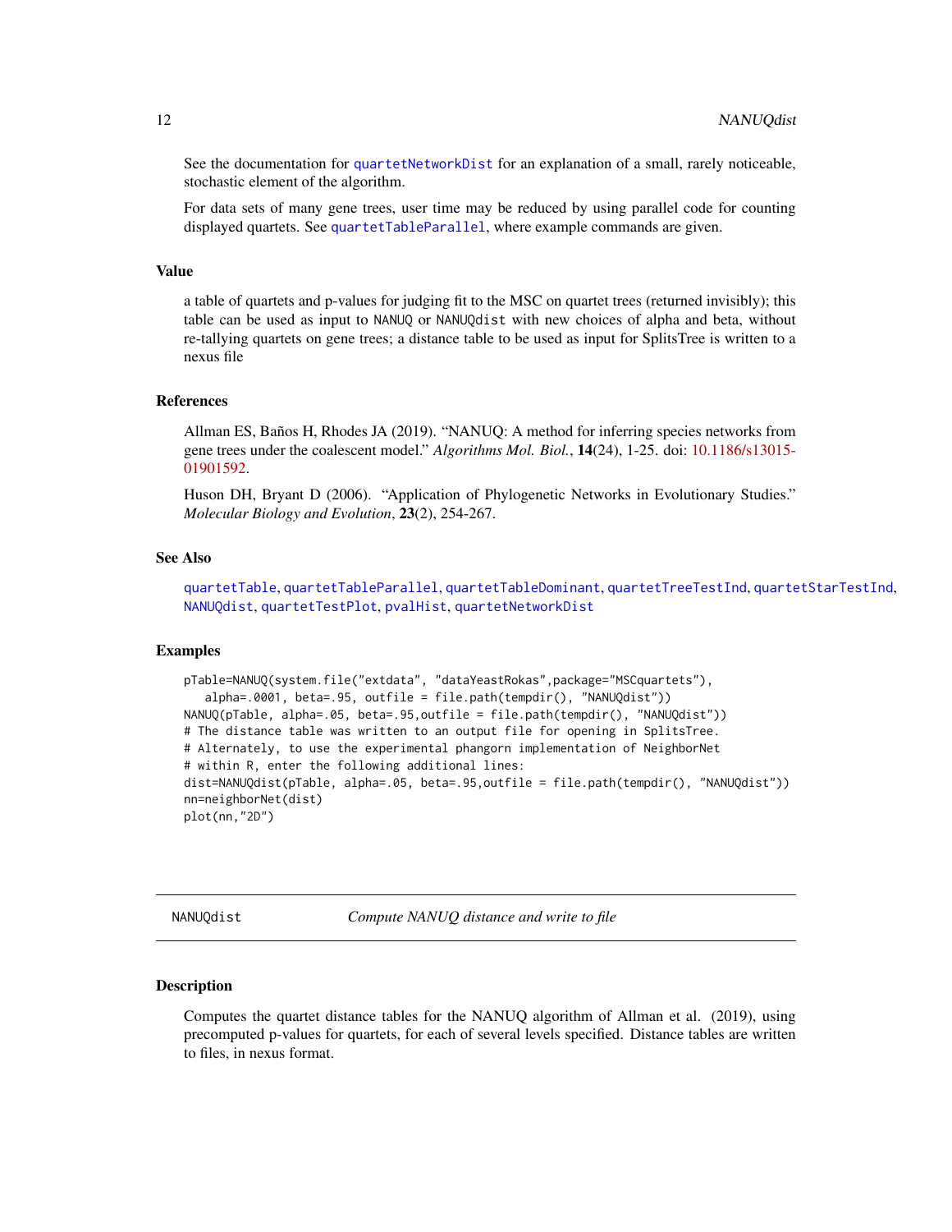See the documentation for quartetNetworkDist for an explanation of a small, rarely noticeable, stochastic element of the algorithm.

For data sets of many gene trees, user time may be reduced by using parallel code for counting displayed quartets. See quartetTableParallel, where example commands are given.

### Value

a table of quartets and p-values for judging fit to the MSC on quartet trees (returned invisibly); this table can be used as input to NANUQ or NANUQdist with new choices of alpha and beta, without re-tallying quartets on gene trees; a distance table to be used as input for SplitsTree is written to a nexus file

### References

Allman ES, Baños H, Rhodes JA (2019). "NANUQ: A method for inferring species networks from gene trees under the coalescent model." *Algorithms Mol. Biol.*, **14**(24), 1-25. doi: 10.1186/s13015-01901592.

Huson DH, Bryant D (2006). "Application of Phylogenetic Networks in Evolutionary Studies." *Molecular Biology and Evolution*, **23**(2), 254-267.

### See Also

quartetTable, quartetTableParallel, quartetTableDominant, quartetTreeTestInd, quartetStarTestInd, NANUQdist, quartetTestPlot, pvalHist, quartetNetworkDist

### Examples

```
pTable=NANUQ(system.file("extdata", "dataYeastRokas",package="MSCquartets"),
   alpha=.0001, beta=.95, outfile = file.path(tempdir(), "NANUQdist"))
NANUQ(pTable, alpha=.05, beta=.95,outfile = file.path(tempdir(), "NANUQdist"))
# The distance table was written to an output file for opening in SplitsTree.
# Alternately, to use the experimental phangorn implementation of NeighborNet
# within R, enter the following additional lines:
dist=NANUQdist(pTable, alpha=.05, beta=.95,outfile = file.path(tempdir(), "NANUQdist"))
nn=neighborNet(dist)
plot(nn,"2D")
```

---

## NANUQdist — *Compute NANUQ distance and write to file*

### Description

Computes the quartet distance tables for the NANUQ algorithm of Allman et al. (2019), using precomputed p-values for quartets, for each of several levels specified. Distance tables are written to files, in nexus format.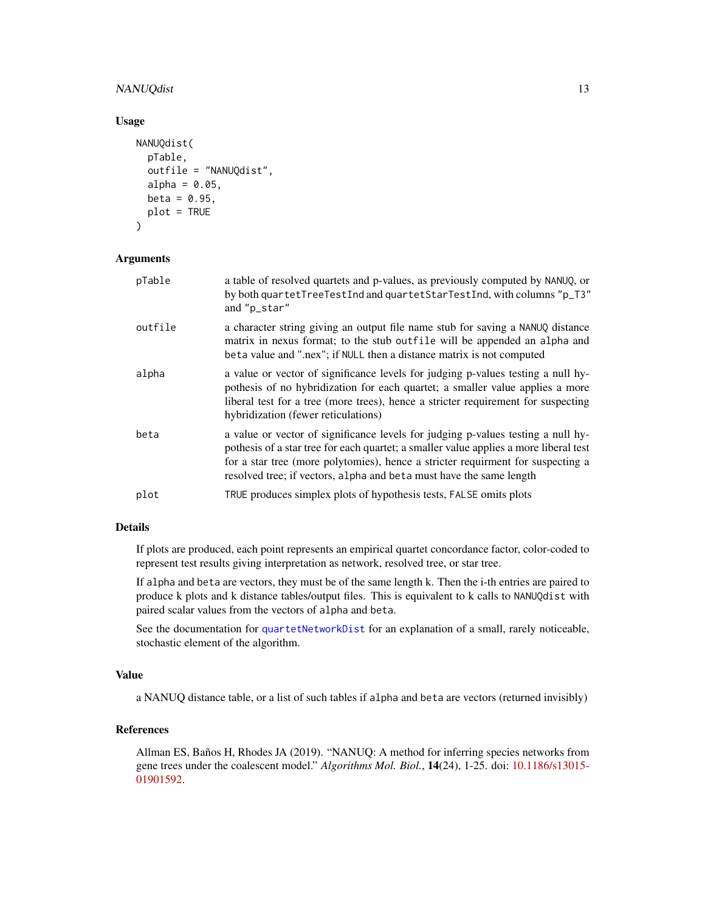## Usage

```
NANUQdist(
  pTable,
  outfile = "NANUQdist",
  alpha = 0.05,
  beta = 0.95,
  plot = TRUE
)
```

## Arguments

| | |
|---|---|
| pTable | a table of resolved quartets and p-values, as previously computed by NANUQ, or by both quartetTreeTestInd and quartetStarTestInd, with columns "p_T3" and "p_star" |
| outfile | a character string giving an output file name stub for saving a NANUQ distance matrix in nexus format; to the stub outfile will be appended an alpha and beta value and ".nex"; if NULL then a distance matrix is not computed |
| alpha | a value or vector of significance levels for judging p-values testing a null hypothesis of no hybridization for each quartet; a smaller value applies a more liberal test for a tree (more trees), hence a stricter requirement for suspecting hybridization (fewer reticulations) |
| beta | a value or vector of significance levels for judging p-values testing a null hypothesis of a star tree for each quartet; a smaller value applies a more liberal test for a star tree (more polytomies), hence a stricter requirment for suspecting a resolved tree; if vectors, alpha and beta must have the same length |
| plot | TRUE produces simplex plots of hypothesis tests, FALSE omits plots |

## Details

If plots are produced, each point represents an empirical quartet concordance factor, color-coded to represent test results giving interpretation as network, resolved tree, or star tree.

If alpha and beta are vectors, they must be of the same length k. Then the i-th entries are paired to produce k plots and k distance tables/output files. This is equivalent to k calls to NANUQdist with paired scalar values from the vectors of alpha and beta.

See the documentation for quartetNetworkDist for an explanation of a small, rarely noticeable, stochastic element of the algorithm.

## Value

a NANUQ distance table, or a list of such tables if alpha and beta are vectors (returned invisibly)

## References

Allman ES, Baños H, Rhodes JA (2019). "NANUQ: A method for inferring species networks from gene trees under the coalescent model." *Algorithms Mol. Biol.*, **14**(24), 1-25. doi: 10.1186/s13015-01901592.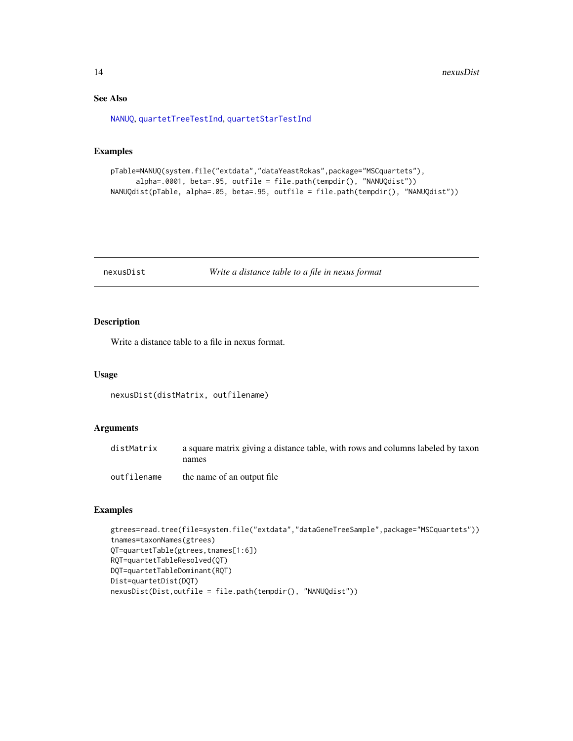### See Also

NANUQ, quartetTreeTestInd, quartetStarTestInd

### Examples

```
pTable=NANUQ(system.file("extdata","dataYeastRokas",package="MSCquartets"),
      alpha=.0001, beta=.95, outfile = file.path(tempdir(), "NANUQdist"))
NANUQdist(pTable, alpha=.05, beta=.95, outfile = file.path(tempdir(), "NANUQdist"))
```

---

## nexusDist    *Write a distance table to a file in nexus format*

---

### Description

Write a distance table to a file in nexus format.

### Usage

```
nexusDist(distMatrix, outfilename)
```

### Arguments

| | |
|---|---|
| distMatrix | a square matrix giving a distance table, with rows and columns labeled by taxon names |
| outfilename | the name of an output file |

### Examples

```
gtrees=read.tree(file=system.file("extdata","dataGeneTreeSample",package="MSCquartets"))
tnames=taxonNames(gtrees)
QT=quartetTable(gtrees,tnames[1:6])
RQT=quartetTableResolved(QT)
DQT=quartetTableDominant(RQT)
Dist=quartetDist(DQT)
nexusDist(Dist,outfile = file.path(tempdir(), "NANUQdist"))
```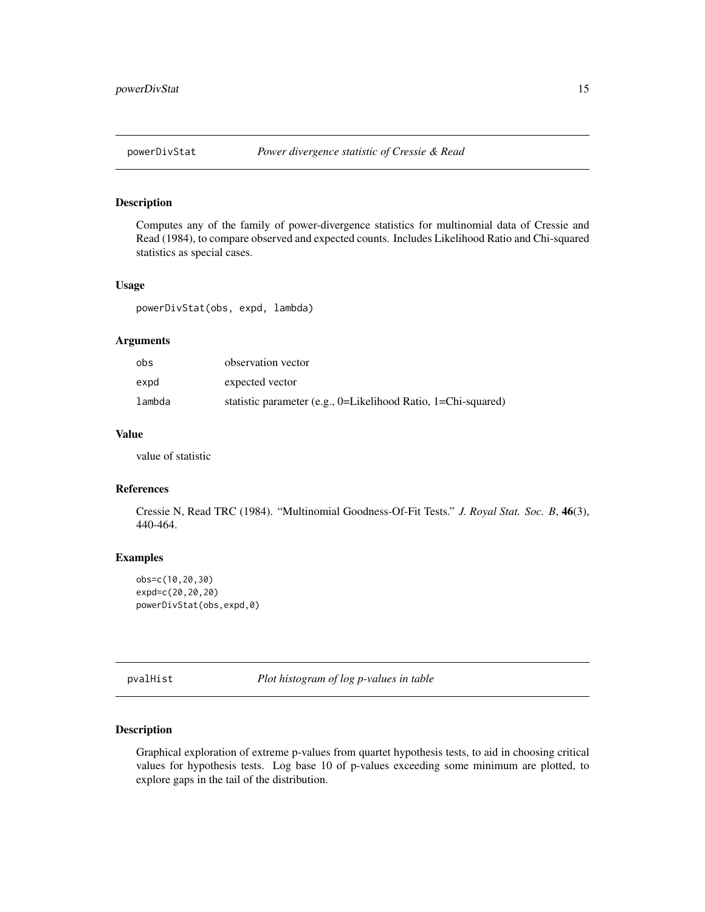## powerDivStat — *Power divergence statistic of Cressie & Read*

### Description

Computes any of the family of power-divergence statistics for multinomial data of Cressie and Read (1984), to compare observed and expected counts. Includes Likelihood Ratio and Chi-squared statistics as special cases.

### Usage

```
powerDivStat(obs, expd, lambda)
```

### Arguments

| | |
|---|---|
| `obs` | observation vector |
| `expd` | expected vector |
| `lambda` | statistic parameter (e.g., 0=Likelihood Ratio, 1=Chi-squared) |

### Value

value of statistic

### References

Cressie N, Read TRC (1984). "Multinomial Goodness-Of-Fit Tests." *J. Royal Stat. Soc. B*, **46**(3), 440-464.

### Examples

```
obs=c(10,20,30)
expd=c(20,20,20)
powerDivStat(obs,expd,0)
```

## pvalHist — *Plot histogram of log p-values in table*

### Description

Graphical exploration of extreme p-values from quartet hypothesis tests, to aid in choosing critical values for hypothesis tests. Log base 10 of p-values exceeding some minimum are plotted, to explore gaps in the tail of the distribution.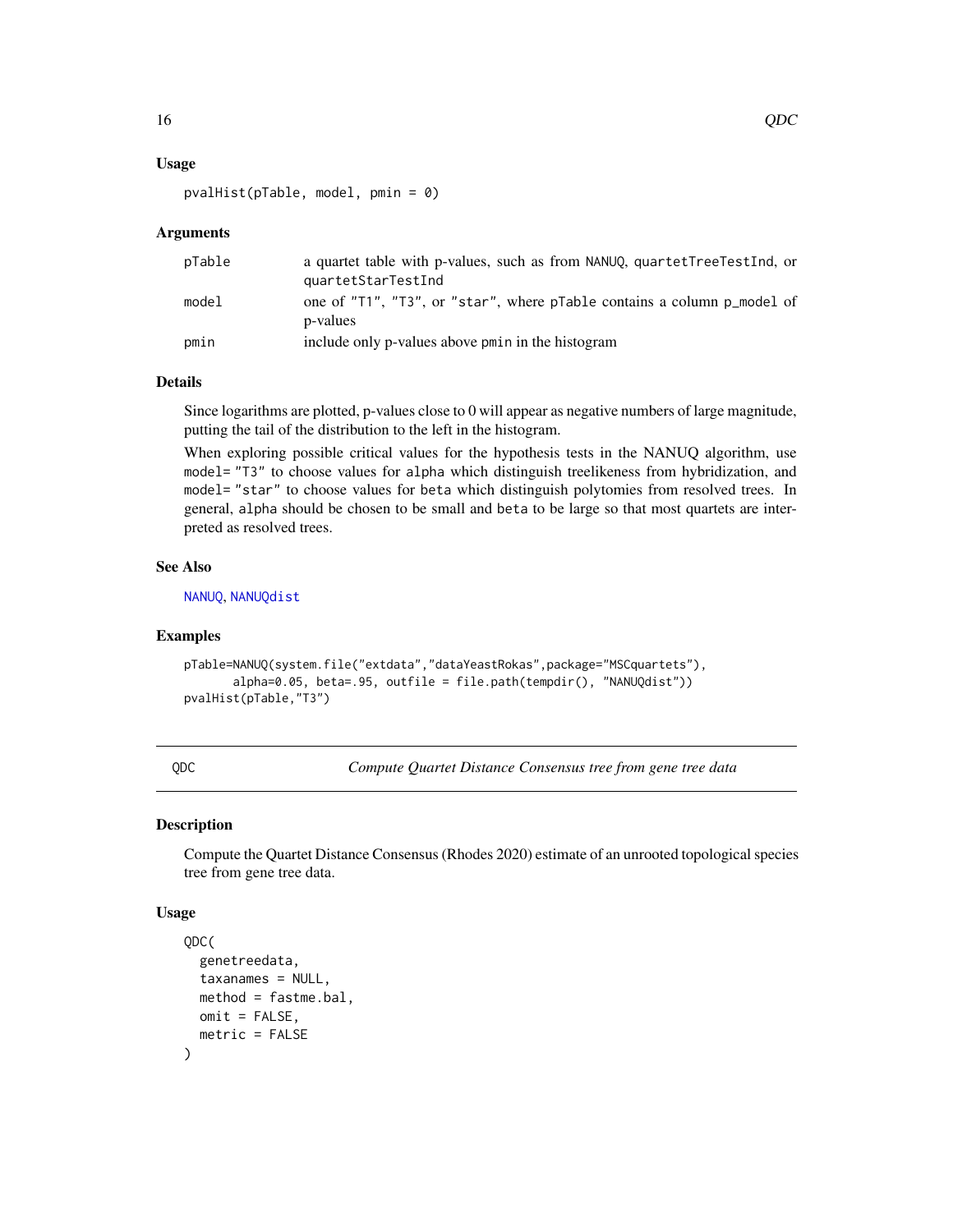### Usage

```
pvalHist(pTable, model, pmin = 0)
```

### Arguments

| | |
|---|---|
| pTable | a quartet table with p-values, such as from NANUQ, quartetTreeTestInd, or quartetStarTestInd |
| model | one of "T1", "T3", or "star", where pTable contains a column p_model of p-values |
| pmin | include only p-values above pmin in the histogram |

### Details

Since logarithms are plotted, p-values close to 0 will appear as negative numbers of large magnitude, putting the tail of the distribution to the left in the histogram.

When exploring possible critical values for the hypothesis tests in the NANUQ algorithm, use model= "T3" to choose values for alpha which distinguish treelikeness from hybridization, and model= "star" to choose values for beta which distinguish polytomies from resolved trees. In general, alpha should be chosen to be small and beta to be large so that most quartets are interpreted as resolved trees.

### See Also

NANUQ, NANUQdist

### Examples

```
pTable=NANUQ(system.file("extdata","dataYeastRokas",package="MSCquartets"),
       alpha=0.05, beta=.95, outfile = file.path(tempdir(), "NANUQdist"))
pvalHist(pTable,"T3")
```

---

## QDC — *Compute Quartet Distance Consensus tree from gene tree data*

### Description

Compute the Quartet Distance Consensus (Rhodes 2020) estimate of an unrooted topological species tree from gene tree data.

### Usage

```
QDC(
  genetreedata,
  taxanames = NULL,
  method = fastme.bal,
  omit = FALSE,
  metric = FALSE
)
```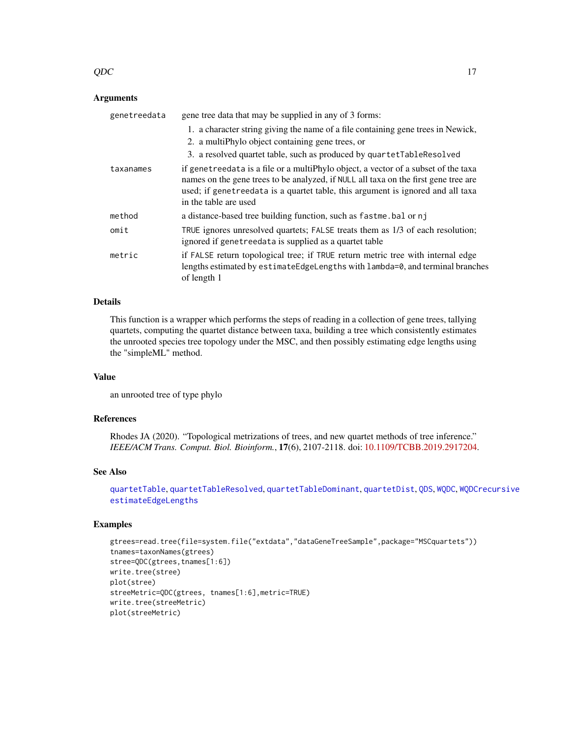### Arguments

| | |
|---|---|
| `genetreedata` | gene tree data that may be supplied in any of 3 forms:<br>1. a character string giving the name of a file containing gene trees in Newick,<br>2. a multiPhylo object containing gene trees, or<br>3. a resolved quartet table, such as produced by `quartetTableResolved` |
| `taxanames` | if `genetreedata` is a file or a multiPhylo object, a vector of a subset of the taxa names on the gene trees to be analyzed, if `NULL` all taxa on the first gene tree are used; if `genetreedata` is a quartet table, this argument is ignored and all taxa in the table are used |
| `method` | a distance-based tree building function, such as `fastme.bal` or `nj` |
| `omit` | `TRUE` ignores unresolved quartets; `FALSE` treats them as 1/3 of each resolution; ignored if `genetreedata` is supplied as a quartet table |
| `metric` | if `FALSE` return topological tree; if `TRUE` return metric tree with internal edge lengths estimated by `estimateEdgeLengths` with `lambda=0`, and terminal branches of length 1 |

### Details

This function is a wrapper which performs the steps of reading in a collection of gene trees, tallying quartets, computing the quartet distance between taxa, building a tree which consistently estimates the unrooted species tree topology under the MSC, and then possibly estimating edge lengths using the "simpleML" method.

### Value

an unrooted tree of type phylo

### References

Rhodes JA (2020). "Topological metrizations of trees, and new quartet methods of tree inference." *IEEE/ACM Trans. Comput. Biol. Bioinform.*, **17**(6), 2107-2118. doi: 10.1109/TCBB.2019.2917204.

### See Also

`quartetTable`, `quartetTableResolved`, `quartetTableDominant`, `quartetDist`, `QDS`, `WQDC`, `WQDCrecursive` `estimateEdgeLengths`

### Examples

```
gtrees=read.tree(file=system.file("extdata","dataGeneTreeSample",package="MSCquartets"))
tnames=taxonNames(gtrees)
stree=QDC(gtrees,tnames[1:6])
write.tree(stree)
plot(stree)
streeMetric=QDC(gtrees, tnames[1:6],metric=TRUE)
write.tree(streeMetric)
plot(streeMetric)
```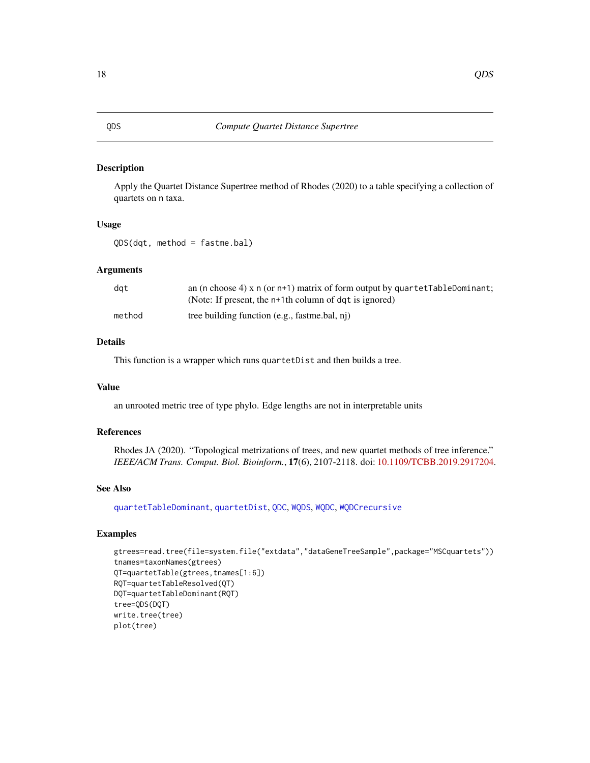# QDS — Compute Quartet Distance Supertree

## Description

Apply the Quartet Distance Supertree method of Rhodes (2020) to a table specifying a collection of quartets on n taxa.

## Usage

```
QDS(dqt, method = fastme.bal)
```

## Arguments

| | |
|---|---|
| dqt | an (n choose 4) x n (or n+1) matrix of form output by quartetTableDominant; (Note: If present, the n+1th column of dqt is ignored) |
| method | tree building function (e.g., fastme.bal, nj) |

## Details

This function is a wrapper which runs quartetDist and then builds a tree.

## Value

an unrooted metric tree of type phylo. Edge lengths are not in interpretable units

## References

Rhodes JA (2020). "Topological metrizations of trees, and new quartet methods of tree inference." *IEEE/ACM Trans. Comput. Biol. Bioinform.*, **17**(6), 2107-2118. doi: 10.1109/TCBB.2019.2917204.

## See Also

quartetTableDominant, quartetDist, QDC, WQDS, WQDC, WQDCrecursive

## Examples

```
gtrees=read.tree(file=system.file("extdata","dataGeneTreeSample",package="MSCquartets"))
tnames=taxonNames(gtrees)
QT=quartetTable(gtrees,tnames[1:6])
RQT=quartetTableResolved(QT)
DQT=quartetTableDominant(RQT)
tree=QDS(DQT)
write.tree(tree)
plot(tree)
```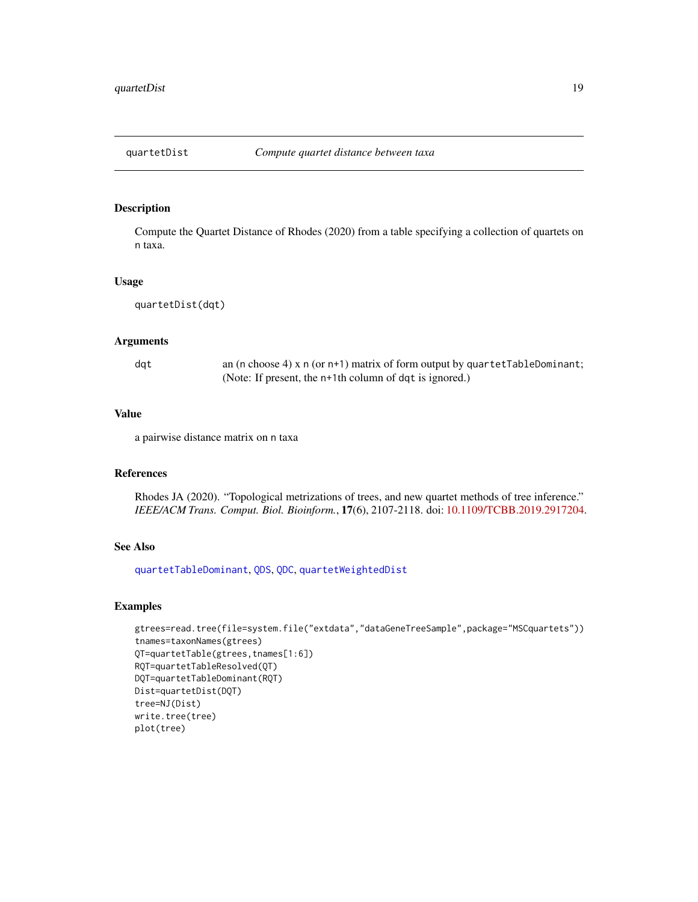# quartetDist *Compute quartet distance between taxa*

## Description

Compute the Quartet Distance of Rhodes (2020) from a table specifying a collection of quartets on `n` taxa.

## Usage

```
quartetDist(dqt)
```

## Arguments

| | |
|---|---|
| `dqt` | an (`n` choose 4) x `n` (or `n+1`) matrix of form output by `quartetTableDominant`; (Note: If present, the `n+1`th column of `dqt` is ignored.) |

## Value

a pairwise distance matrix on `n` taxa

## References

Rhodes JA (2020). "Topological metrizations of trees, and new quartet methods of tree inference." *IEEE/ACM Trans. Comput. Biol. Bioinform.*, **17**(6), 2107-2118. doi: 10.1109/TCBB.2019.2917204.

## See Also

`quartetTableDominant`, `QDS`, `QDC`, `quartetWeightedDist`

## Examples

```
gtrees=read.tree(file=system.file("extdata","dataGeneTreeSample",package="MSCquartets"))
tnames=taxonNames(gtrees)
QT=quartetTable(gtrees,tnames[1:6])
RQT=quartetTableResolved(QT)
DQT=quartetTableDominant(RQT)
Dist=quartetDist(DQT)
tree=NJ(Dist)
write.tree(tree)
plot(tree)
```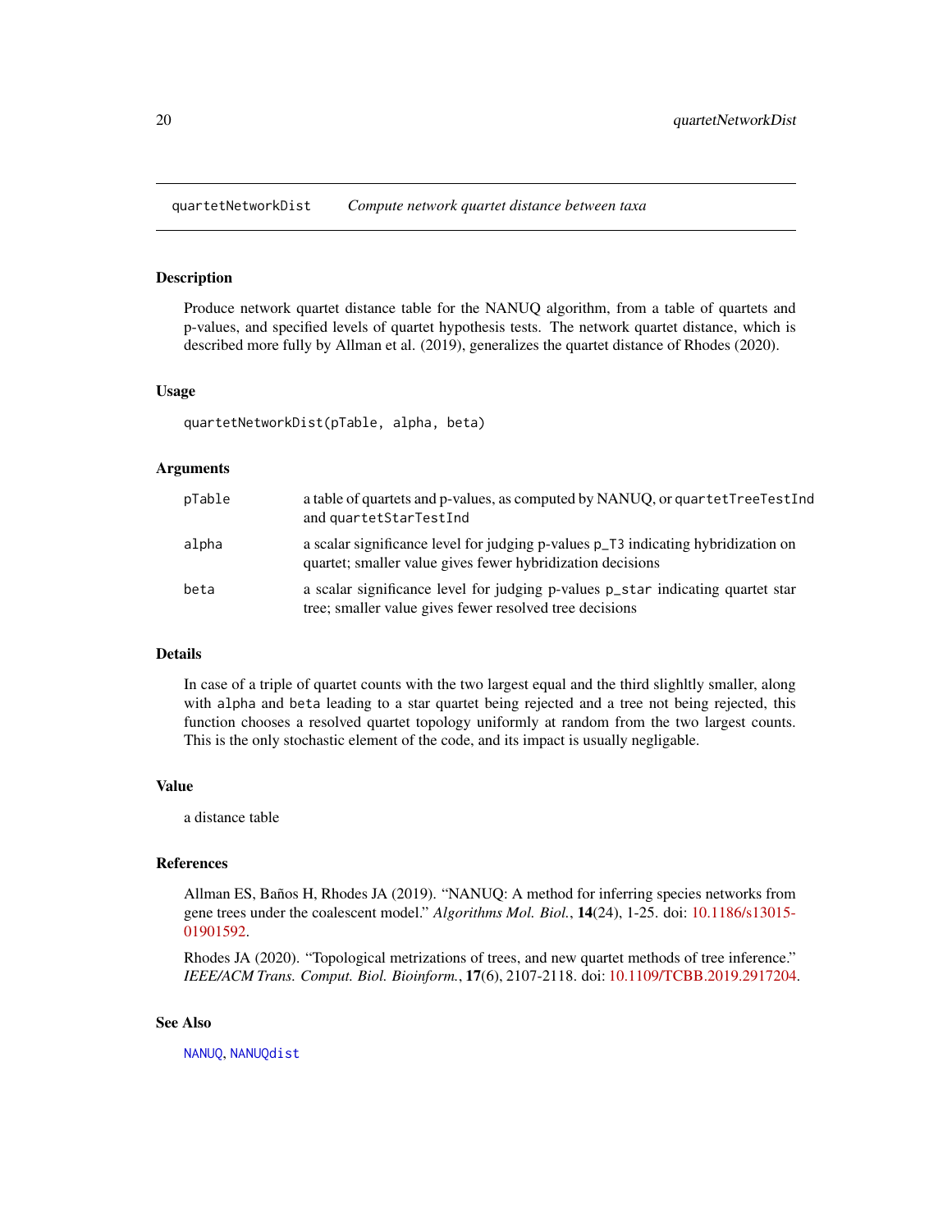## quartetNetworkDist    *Compute network quartet distance between taxa*

### Description

Produce network quartet distance table for the NANUQ algorithm, from a table of quartets and p-values, and specified levels of quartet hypothesis tests. The network quartet distance, which is described more fully by Allman et al. (2019), generalizes the quartet distance of Rhodes (2020).

### Usage

```
quartetNetworkDist(pTable, alpha, beta)
```

### Arguments

| | |
|---|---|
| `pTable` | a table of quartets and p-values, as computed by NANUQ, or `quartetTreeTestInd` and `quartetStarTestInd` |
| `alpha` | a scalar significance level for judging p-values `p_T3` indicating hybridization on quartet; smaller value gives fewer hybridization decisions |
| `beta` | a scalar significance level for judging p-values `p_star` indicating quartet star tree; smaller value gives fewer resolved tree decisions |

### Details

In case of a triple of quartet counts with the two largest equal and the third slighltly smaller, along with `alpha` and `beta` leading to a star quartet being rejected and a tree not being rejected, this function chooses a resolved quartet topology uniformly at random from the two largest counts. This is the only stochastic element of the code, and its impact is usually negligable.

### Value

a distance table

### References

Allman ES, Baños H, Rhodes JA (2019). "NANUQ: A method for inferring species networks from gene trees under the coalescent model." *Algorithms Mol. Biol.*, **14**(24), 1-25. doi: 10.1186/s13015-01901592.

Rhodes JA (2020). "Topological metrizations of trees, and new quartet methods of tree inference." *IEEE/ACM Trans. Comput. Biol. Bioinform.*, **17**(6), 2107-2118. doi: 10.1109/TCBB.2019.2917204.

### See Also

`NANUQ`, `NANUQdist`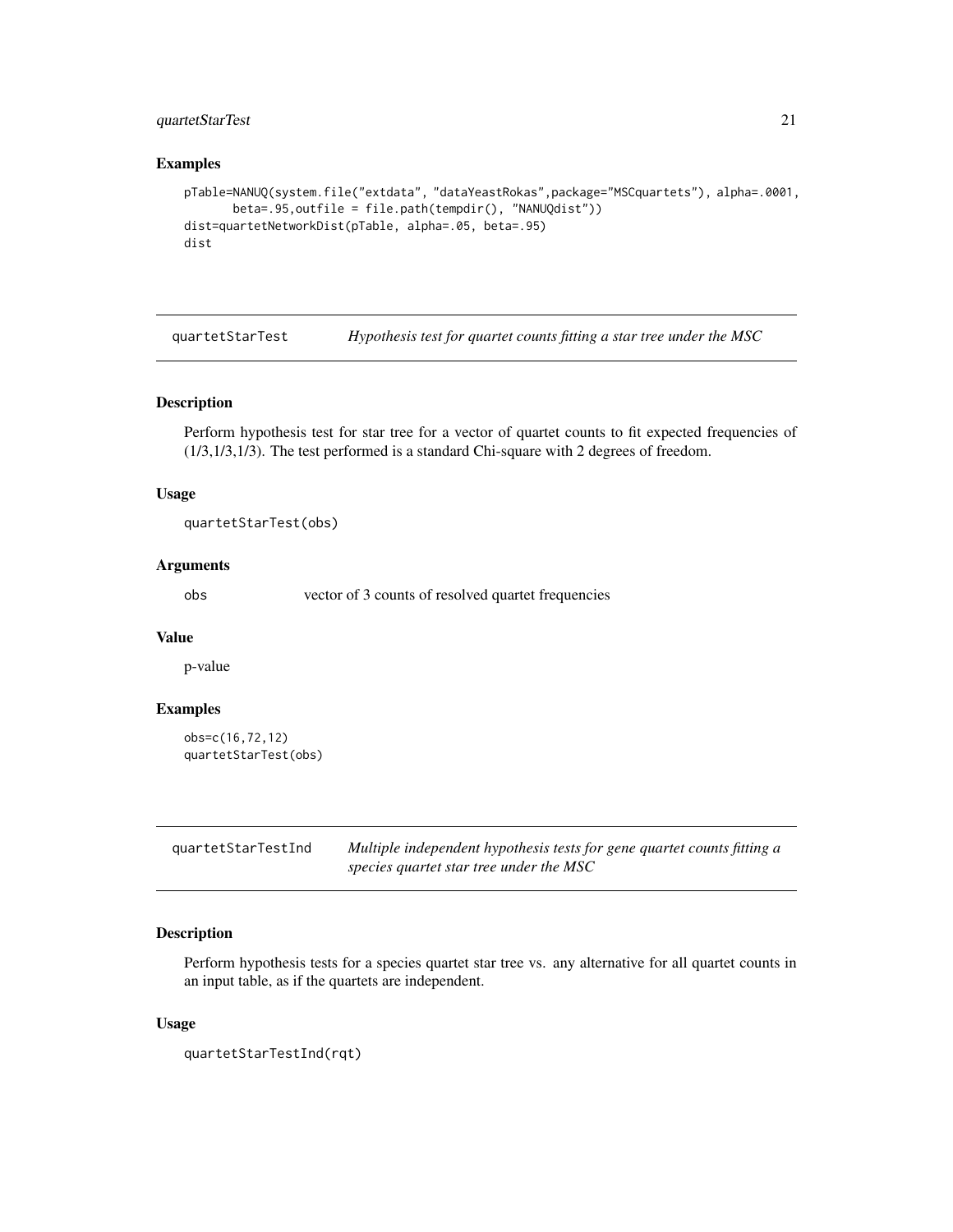### Examples

```
pTable=NANUQ(system.file("extdata", "dataYeastRokas",package="MSCquartets"), alpha=.0001,
      beta=.95,outfile = file.path(tempdir(), "NANUQdist"))
dist=quartetNetworkDist(pTable, alpha=.05, beta=.95)
dist
```

---

## quartetStarTest — *Hypothesis test for quartet counts fitting a star tree under the MSC*

### Description

Perform hypothesis test for star tree for a vector of quartet counts to fit expected frequencies of (1/3,1/3,1/3). The test performed is a standard Chi-square with 2 degrees of freedom.

### Usage

```
quartetStarTest(obs)
```

### Arguments

| | |
|---|---|
| obs | vector of 3 counts of resolved quartet frequencies |

### Value

p-value

### Examples

```
obs=c(16,72,12)
quartetStarTest(obs)
```

---

## quartetStarTestInd — *Multiple independent hypothesis tests for gene quartet counts fitting a species quartet star tree under the MSC*

### Description

Perform hypothesis tests for a species quartet star tree vs. any alternative for all quartet counts in an input table, as if the quartets are independent.

### Usage

```
quartetStarTestInd(rqt)
```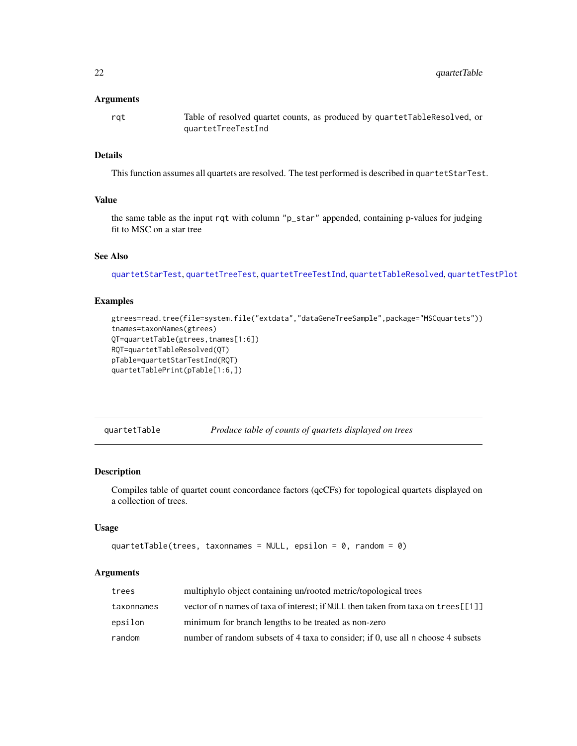### Arguments

| | |
|---|---|
| rqt | Table of resolved quartet counts, as produced by `quartetTableResolved`, or `quartetTreeTestInd` |

### Details

This function assumes all quartets are resolved. The test performed is described in `quartetStarTest`.

### Value

the same table as the input `rqt` with column `"p_star"` appended, containing p-values for judging fit to MSC on a star tree

### See Also

`quartetStarTest`, `quartetTreeTest`, `quartetTreeTestInd`, `quartetTableResolved`, `quartetTestPlot`

### Examples

```
gtrees=read.tree(file=system.file("extdata","dataGeneTreeSample",package="MSCquartets"))
tnames=taxonNames(gtrees)
QT=quartetTable(gtrees,tnames[1:6])
RQT=quartetTableResolved(QT)
pTable=quartetStarTestInd(RQT)
quartetTablePrint(pTable[1:6,])
```

---

## quartetTable — *Produce table of counts of quartets displayed on trees*

---

### Description

Compiles table of quartet count concordance factors (qcCFs) for topological quartets displayed on a collection of trees.

### Usage

```
quartetTable(trees, taxonnames = NULL, epsilon = 0, random = 0)
```

### Arguments

| | |
|---|---|
| trees | multiphylo object containing un/rooted metric/topological trees |
| taxonnames | vector of n names of taxa of interest; if `NULL` then taken from taxa on `trees[[1]]` |
| epsilon | minimum for branch lengths to be treated as non-zero |
| random | number of random subsets of 4 taxa to consider; if 0, use all n choose 4 subsets |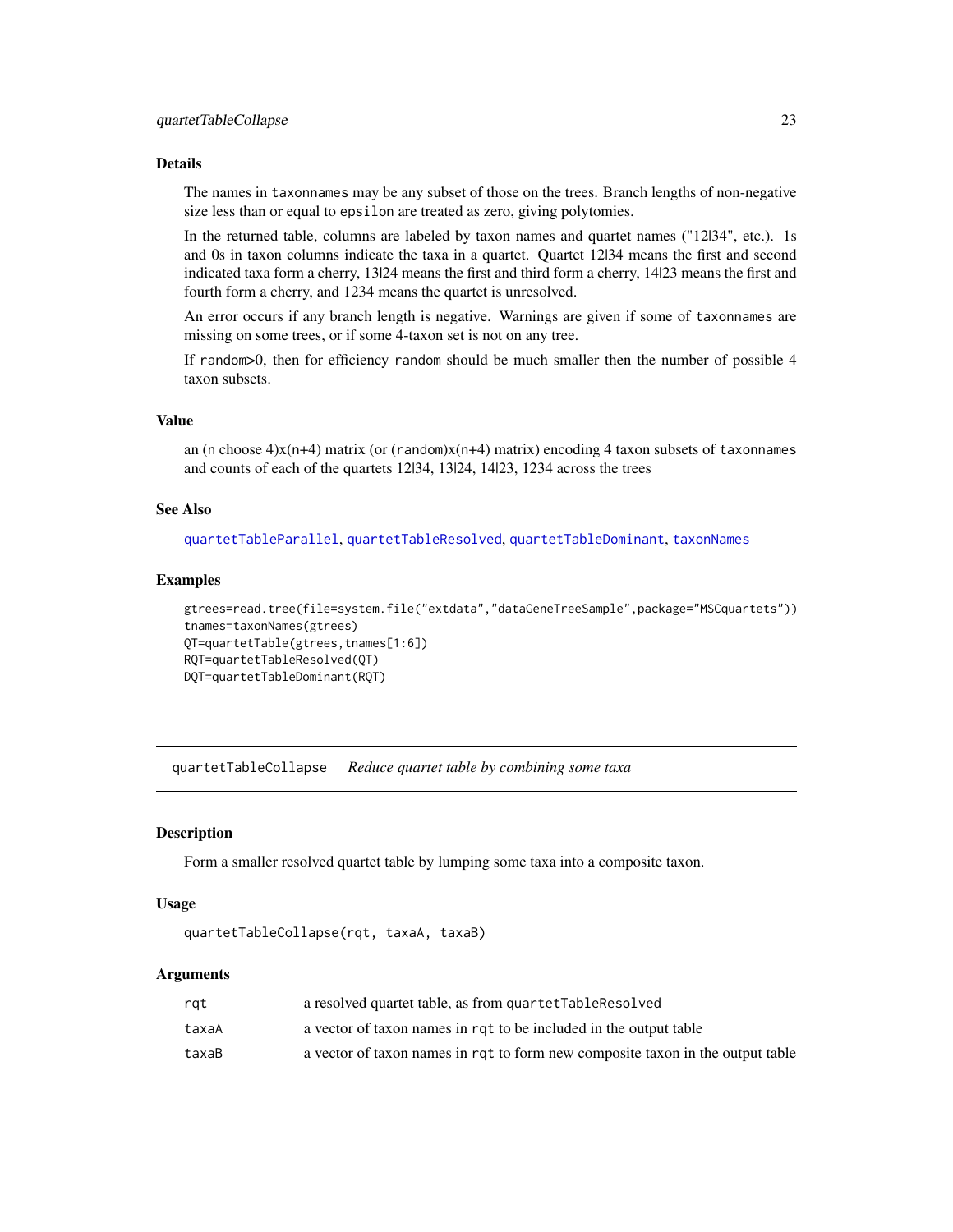### Details

The names in `taxonnames` may be any subset of those on the trees. Branch lengths of non-negative size less than or equal to `epsilon` are treated as zero, giving polytomies.

In the returned table, columns are labeled by taxon names and quartet names ("12|34", etc.). 1s and 0s in taxon columns indicate the taxa in a quartet. Quartet 12|34 means the first and second indicated taxa form a cherry, 13|24 means the first and third form a cherry, 14|23 means the first and fourth form a cherry, and 1234 means the quartet is unresolved.

An error occurs if any branch length is negative. Warnings are given if some of `taxonnames` are missing on some trees, or if some 4-taxon set is not on any tree.

If `random`>0, then for efficiency `random` should be much smaller then the number of possible 4 taxon subsets.

### Value

an (n choose 4)x(n+4) matrix (or (`random`)x(n+4) matrix) encoding 4 taxon subsets of `taxonnames` and counts of each of the quartets 12|34, 13|24, 14|23, 1234 across the trees

### See Also

`quartetTableParallel`, `quartetTableResolved`, `quartetTableDominant`, `taxonNames`

### Examples

```
gtrees=read.tree(file=system.file("extdata","dataGeneTreeSample",package="MSCquartets"))
tnames=taxonNames(gtrees)
QT=quartetTable(gtrees,tnames[1:6])
RQT=quartetTableResolved(QT)
DQT=quartetTableDominant(RQT)
```

---

## quartetTableCollapse &nbsp;&nbsp; *Reduce quartet table by combining some taxa*

### Description

Form a smaller resolved quartet table by lumping some taxa into a composite taxon.

### Usage

```
quartetTableCollapse(rqt, taxaA, taxaB)
```

### Arguments

| | |
|---|---|
| `rqt` | a resolved quartet table, as from `quartetTableResolved` |
| `taxaA` | a vector of taxon names in `rqt` to be included in the output table |
| `taxaB` | a vector of taxon names in `rqt` to form new composite taxon in the output table |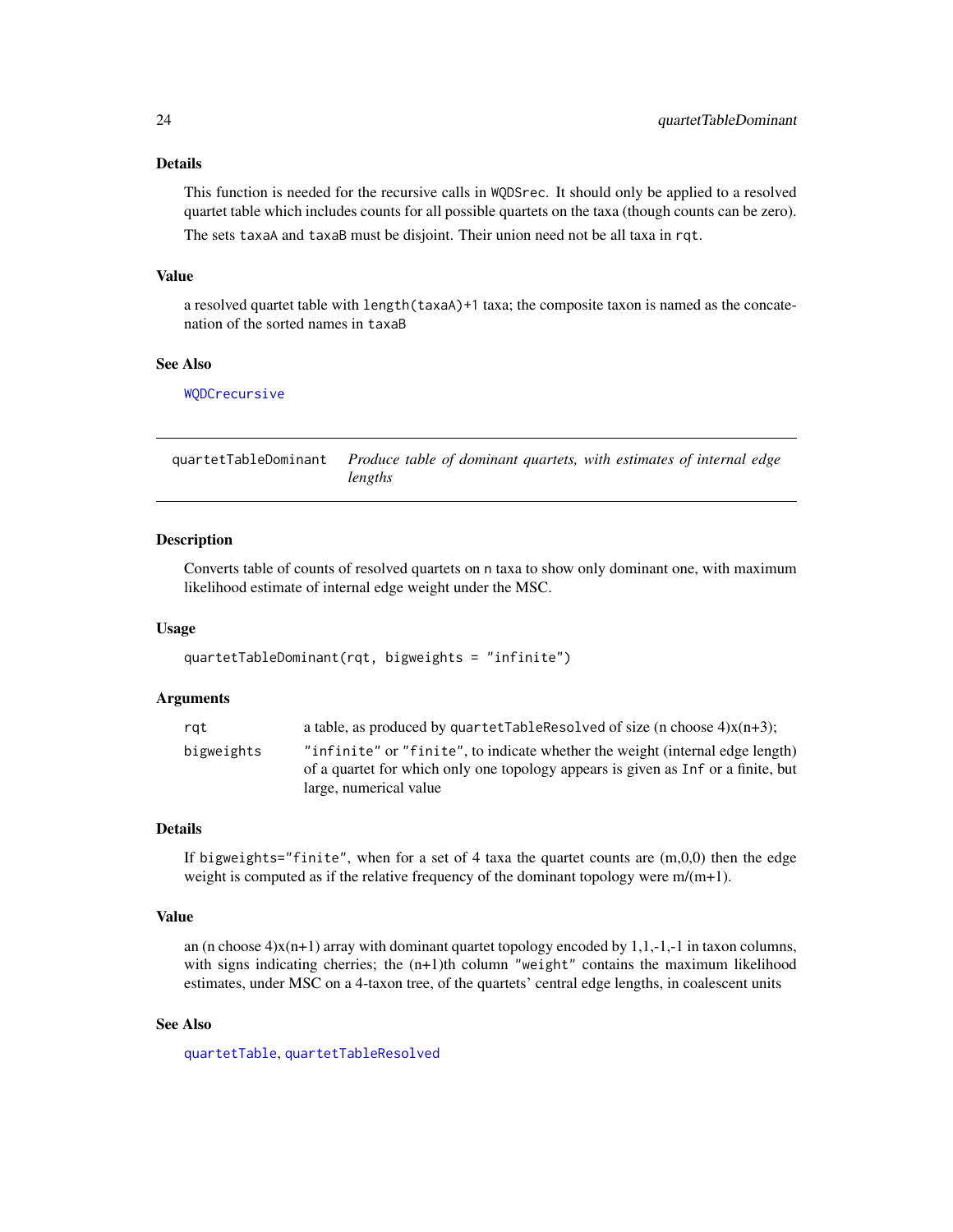### Details

This function is needed for the recursive calls in `WQDSrec`. It should only be applied to a resolved quartet table which includes counts for all possible quartets on the taxa (though counts can be zero).

The sets `taxaA` and `taxaB` must be disjoint. Their union need not be all taxa in `rqt`.

### Value

a resolved quartet table with `length(taxaA)+1` taxa; the composite taxon is named as the concatenation of the sorted names in `taxaB`

### See Also

`WQDCrecursive`

---

## quartetTableDominant — *Produce table of dominant quartets, with estimates of internal edge lengths*

---

### Description

Converts table of counts of resolved quartets on `n` taxa to show only dominant one, with maximum likelihood estimate of internal edge weight under the MSC.

### Usage

```
quartetTableDominant(rqt, bigweights = "infinite")
```

### Arguments

| | |
|---|---|
| `rqt` | a table, as produced by `quartetTableResolved` of size (n choose 4)x(n+3); |
| `bigweights` | `"infinite"` or `"finite"`, to indicate whether the weight (internal edge length) of a quartet for which only one topology appears is given as `Inf` or a finite, but large, numerical value |

### Details

If `bigweights="finite"`, when for a set of 4 taxa the quartet counts are (m,0,0) then the edge weight is computed as if the relative frequency of the dominant topology were m/(m+1).

### Value

an (n choose 4)x(n+1) array with dominant quartet topology encoded by 1,1,-1,-1 in taxon columns, with signs indicating cherries; the (n+1)th column `"weight"` contains the maximum likelihood estimates, under MSC on a 4-taxon tree, of the quartets' central edge lengths, in coalescent units

### See Also

`quartetTable`, `quartetTableResolved`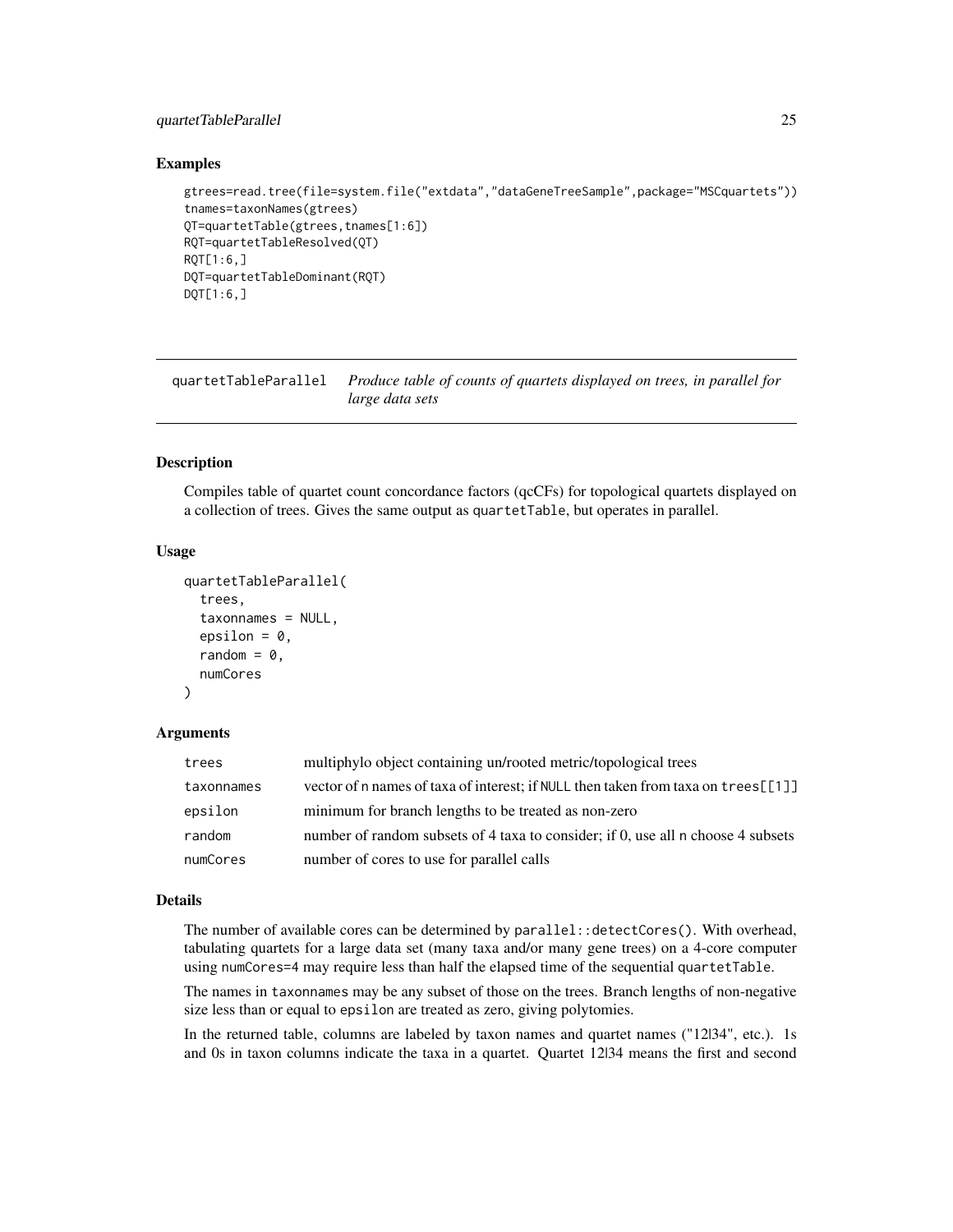### Examples

```
gtrees=read.tree(file=system.file("extdata","dataGeneTreeSample",package="MSCquartets"))
tnames=taxonNames(gtrees)
QT=quartetTable(gtrees,tnames[1:6])
RQT=quartetTableResolved(QT)
RQT[1:6,]
DQT=quartetTableDominant(RQT)
DQT[1:6,]
```

---

## quartetTableParallel

*Produce table of counts of quartets displayed on trees, in parallel for large data sets*

---

### Description

Compiles table of quartet count concordance factors (qcCFs) for topological quartets displayed on a collection of trees. Gives the same output as `quartetTable`, but operates in parallel.

### Usage

```
quartetTableParallel(
  trees,
  taxonnames = NULL,
  epsilon = 0,
  random = 0,
  numCores
)
```

### Arguments

| | |
|---|---|
| `trees` | multiphylo object containing un/rooted metric/topological trees |
| `taxonnames` | vector of n names of taxa of interest; if `NULL` then taken from taxa on `trees[[1]]` |
| `epsilon` | minimum for branch lengths to be treated as non-zero |
| `random` | number of random subsets of 4 taxa to consider; if 0, use all n choose 4 subsets |
| `numCores` | number of cores to use for parallel calls |

### Details

The number of available cores can be determined by `parallel::detectCores()`. With overhead, tabulating quartets for a large data set (many taxa and/or many gene trees) on a 4-core computer using `numCores=4` may require less than half the elapsed time of the sequential `quartetTable`.

The names in `taxonnames` may be any subset of those on the trees. Branch lengths of non-negative size less than or equal to `epsilon` are treated as zero, giving polytomies.

In the returned table, columns are labeled by taxon names and quartet names ("12|34", etc.). 1s and 0s in taxon columns indicate the taxa in a quartet. Quartet 12|34 means the first and second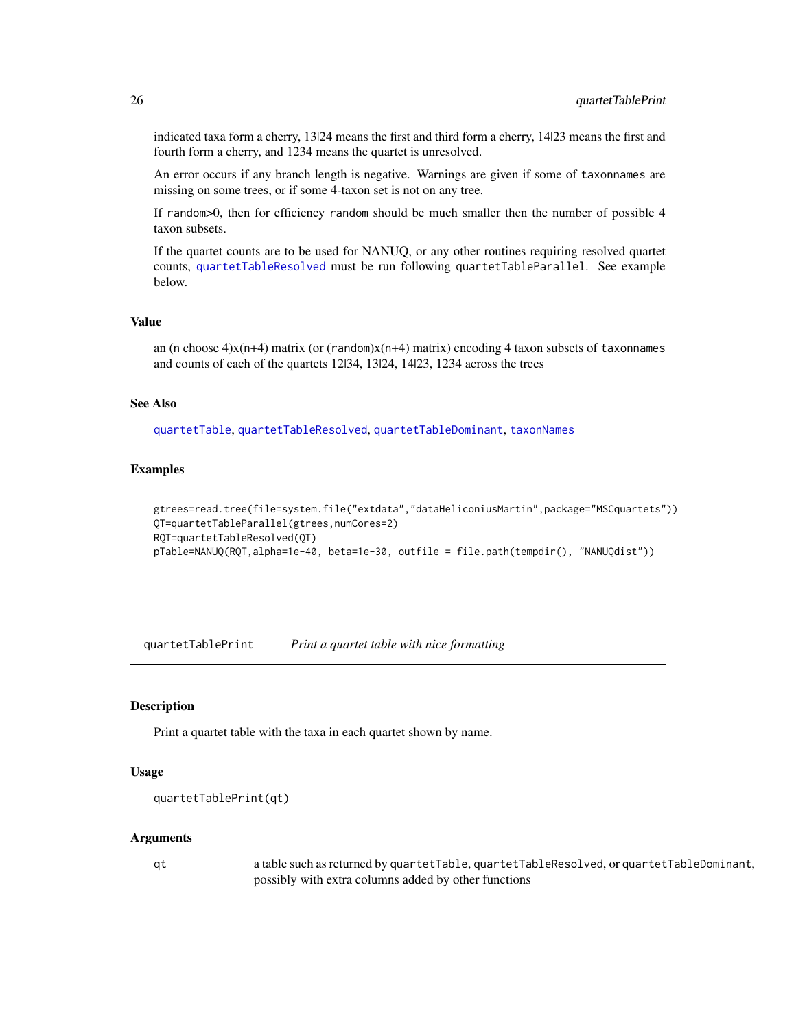indicated taxa form a cherry, 13|24 means the first and third form a cherry, 14|23 means the first and fourth form a cherry, and 1234 means the quartet is unresolved.

An error occurs if any branch length is negative. Warnings are given if some of `taxonnames` are missing on some trees, or if some 4-taxon set is not on any tree.

If `random`>0, then for efficiency `random` should be much smaller then the number of possible 4 taxon subsets.

If the quartet counts are to be used for NANUQ, or any other routines requiring resolved quartet counts, `quartetTableResolved` must be run following `quartetTableParallel`. See example below.

### Value

an (n choose 4)x(n+4) matrix (or (`random`)x(n+4) matrix) encoding 4 taxon subsets of `taxonnames` and counts of each of the quartets 12|34, 13|24, 14|23, 1234 across the trees

### See Also

`quartetTable`, `quartetTableResolved`, `quartetTableDominant`, `taxonNames`

### Examples

```
gtrees=read.tree(file=system.file("extdata","dataHeliconiusMartin",package="MSCquartets"))
QT=quartetTableParallel(gtrees,numCores=2)
RQT=quartetTableResolved(QT)
pTable=NANUQ(RQT,alpha=1e-40, beta=1e-30, outfile = file.path(tempdir(), "NANUQdist"))
```

---

## quartetTablePrint *Print a quartet table with nice formatting*

---

### Description

Print a quartet table with the taxa in each quartet shown by name.

### Usage

```
quartetTablePrint(qt)
```

### Arguments

`qt` a table such as returned by `quartetTable`, `quartetTableResolved`, or `quartetTableDominant`, possibly with extra columns added by other functions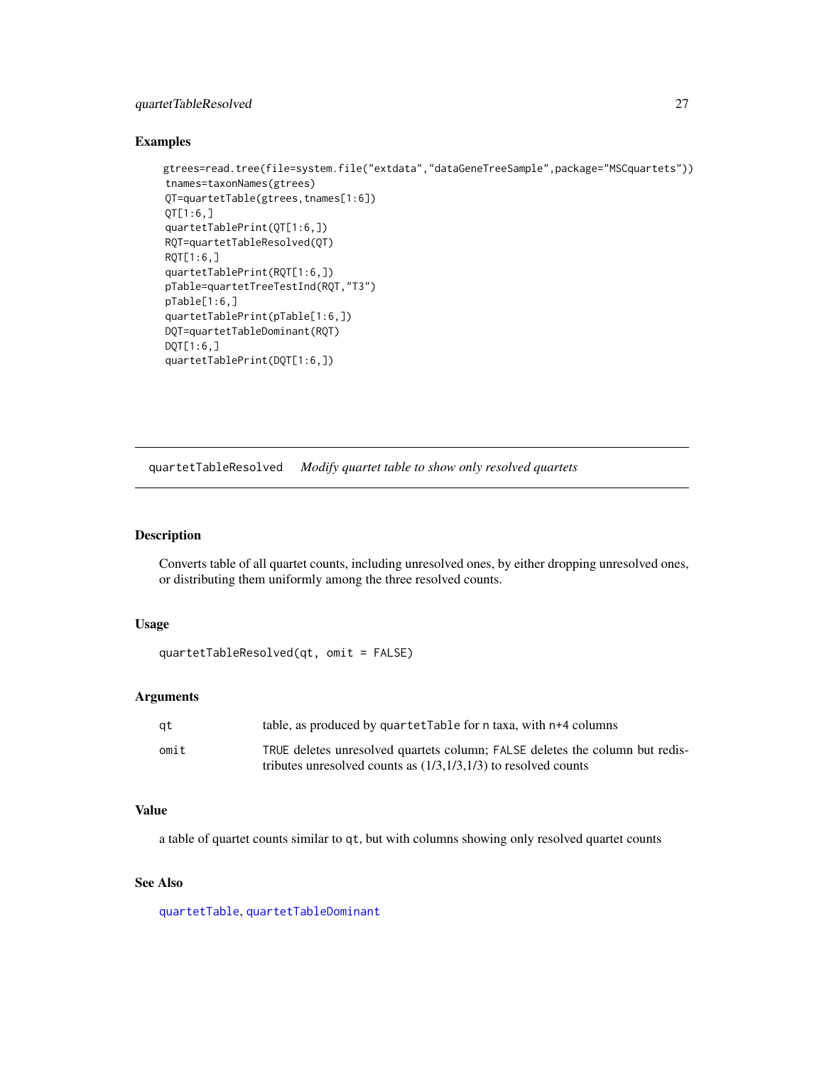## Examples

```
gtrees=read.tree(file=system.file("extdata","dataGeneTreeSample",package="MSCquartets"))
tnames=taxonNames(gtrees)
QT=quartetTable(gtrees,tnames[1:6])
QT[1:6,]
quartetTablePrint(QT[1:6,])
RQT=quartetTableResolved(QT)
RQT[1:6,]
quartetTablePrint(RQT[1:6,])
pTable=quartetTreeTestInd(RQT,"T3")
pTable[1:6,]
quartetTablePrint(pTable[1:6,])
DQT=quartetTableDominant(RQT)
DQT[1:6,]
quartetTablePrint(DQT[1:6,])
```

---

# quartetTableResolved *Modify quartet table to show only resolved quartets*

---

## Description

Converts table of all quartet counts, including unresolved ones, by either dropping unresolved ones, or distributing them uniformly among the three resolved counts.

## Usage

```
quartetTableResolved(qt, omit = FALSE)
```

## Arguments

| | |
|---|---|
| `qt` | table, as produced by `quartetTable` for n taxa, with n+4 columns |
| `omit` | `TRUE` deletes unresolved quartets column; `FALSE` deletes the column but redistributes unresolved counts as (1/3,1/3,1/3) to resolved counts |

## Value

a table of quartet counts similar to `qt`, but with columns showing only resolved quartet counts

## See Also

`quartetTable`, `quartetTableDominant`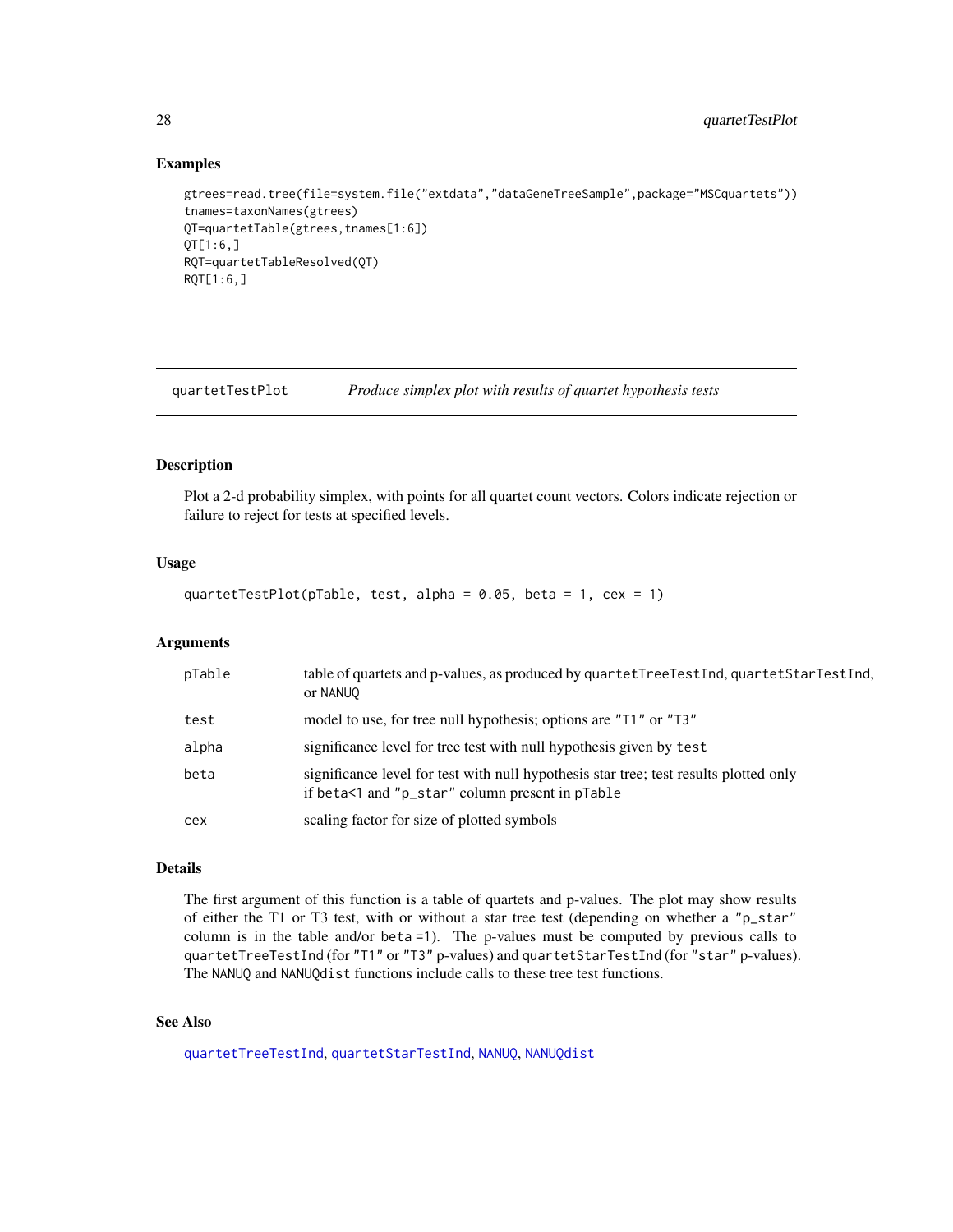## Examples

```
gtrees=read.tree(file=system.file("extdata","dataGeneTreeSample",package="MSCquartets"))
tnames=taxonNames(gtrees)
QT=quartetTable(gtrees,tnames[1:6])
QT[1:6,]
RQT=quartetTableResolved(QT)
RQT[1:6,]
```

---

# quartetTestPlot — *Produce simplex plot with results of quartet hypothesis tests*

---

## Description

Plot a 2-d probability simplex, with points for all quartet count vectors. Colors indicate rejection or failure to reject for tests at specified levels.

## Usage

```
quartetTestPlot(pTable, test, alpha = 0.05, beta = 1, cex = 1)
```

## Arguments

| | |
|---|---|
| pTable | table of quartets and p-values, as produced by `quartetTreeTestInd`, `quartetStarTestInd`, or `NANUQ` |
| test | model to use, for tree null hypothesis; options are `"T1"` or `"T3"` |
| alpha | significance level for tree test with null hypothesis given by `test` |
| beta | significance level for test with null hypothesis star tree; test results plotted only if `beta<1` and `"p_star"` column present in `pTable` |
| cex | scaling factor for size of plotted symbols |

## Details

The first argument of this function is a table of quartets and p-values. The plot may show results of either the T1 or T3 test, with or without a star tree test (depending on whether a `"p_star"` column is in the table and/or `beta =1`). The p-values must be computed by previous calls to `quartetTreeTestInd` (for `"T1"` or `"T3"` p-values) and `quartetStarTestInd` (for `"star"` p-values). The `NANUQ` and `NANUQdist` functions include calls to these tree test functions.

## See Also

`quartetTreeTestInd`, `quartetStarTestInd`, `NANUQ`, `NANUQdist`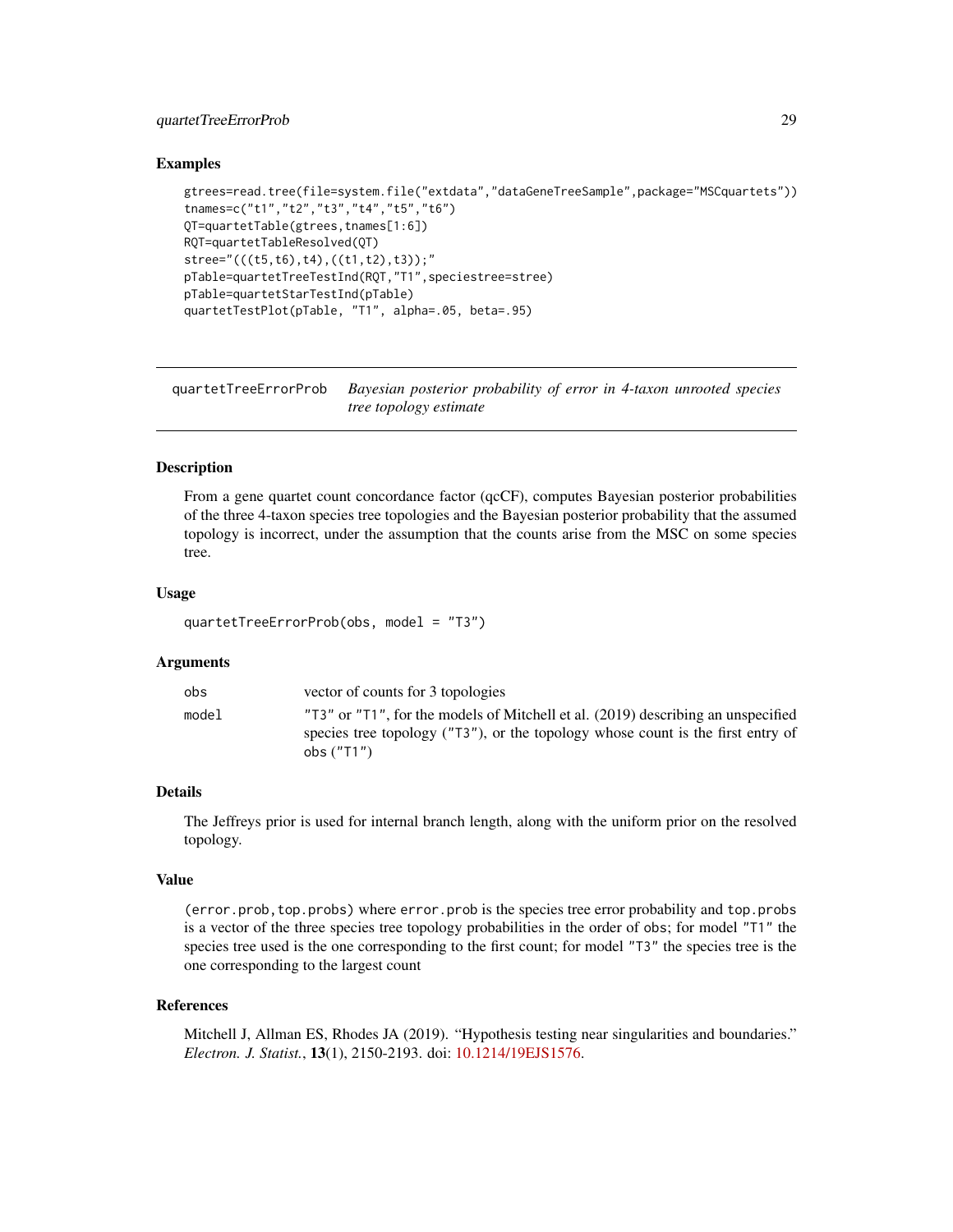### Examples

```
gtrees=read.tree(file=system.file("extdata","dataGeneTreeSample",package="MSCquartets"))
tnames=c("t1","t2","t3","t4","t5","t6")
QT=quartetTable(gtrees,tnames[1:6])
RQT=quartetTableResolved(QT)
stree="(((t5,t6),t4),((t1,t2),t3));"
pTable=quartetTreeTestInd(RQT,"T1",speciestree=stree)
pTable=quartetStarTestInd(pTable)
quartetTestPlot(pTable, "T1", alpha=.05, beta=.95)
```

---

## quartetTreeErrorProb — *Bayesian posterior probability of error in 4-taxon unrooted species tree topology estimate*

### Description

From a gene quartet count concordance factor (qcCF), computes Bayesian posterior probabilities of the three 4-taxon species tree topologies and the Bayesian posterior probability that the assumed topology is incorrect, under the assumption that the counts arise from the MSC on some species tree.

### Usage

```
quartetTreeErrorProb(obs, model = "T3")
```

### Arguments

| | |
|---|---|
| `obs` | vector of counts for 3 topologies |
| `model` | `"T3"` or `"T1"`, for the models of Mitchell et al. (2019) describing an unspecified species tree topology (`"T3"`), or the topology whose count is the first entry of `obs` (`"T1"`) |

### Details

The Jeffreys prior is used for internal branch length, along with the uniform prior on the resolved topology.

### Value

`(error.prob,top.probs)` where `error.prob` is the species tree error probability and `top.probs` is a vector of the three species tree topology probabilities in the order of `obs`; for model `"T1"` the species tree used is the one corresponding to the first count; for model `"T3"` the species tree is the one corresponding to the largest count

### References

Mitchell J, Allman ES, Rhodes JA (2019). "Hypothesis testing near singularities and boundaries." *Electron. J. Statist.*, **13**(1), 2150-2193. doi: 10.1214/19EJS1576.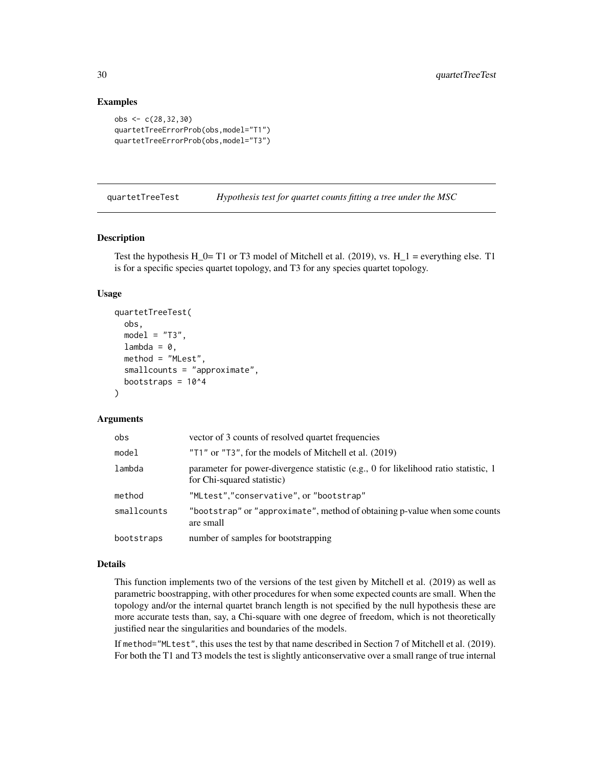## Examples

```
obs <- c(28,32,30)
quartetTreeErrorProb(obs,model="T1")
quartetTreeErrorProb(obs,model="T3")
```

---

# quartetTreeTest — *Hypothesis test for quartet counts fitting a tree under the MSC*

## Description

Test the hypothesis H_0= T1 or T3 model of Mitchell et al. (2019), vs. H_1 = everything else. T1 is for a specific species quartet topology, and T3 for any species quartet topology.

## Usage

```
quartetTreeTest(
  obs,
  model = "T3",
  lambda = 0,
  method = "MLest",
  smallcounts = "approximate",
  bootstraps = 10^4
)
```

## Arguments

| | |
|---|---|
| obs | vector of 3 counts of resolved quartet frequencies |
| model | "T1" or "T3", for the models of Mitchell et al. (2019) |
| lambda | parameter for power-divergence statistic (e.g., 0 for likelihood ratio statistic, 1 for Chi-squared statistic) |
| method | "MLtest","conservative", or "bootstrap" |
| smallcounts | "bootstrap" or "approximate", method of obtaining p-value when some counts are small |
| bootstraps | number of samples for bootstrapping |

## Details

This function implements two of the versions of the test given by Mitchell et al. (2019) as well as parametric boostrapping, with other procedures for when some expected counts are small. When the topology and/or the internal quartet branch length is not specified by the null hypothesis these are more accurate tests than, say, a Chi-square with one degree of freedom, which is not theoretically justified near the singularities and boundaries of the models.

If method="MLtest", this uses the test by that name described in Section 7 of Mitchell et al. (2019). For both the T1 and T3 models the test is slightly anticonservative over a small range of true internal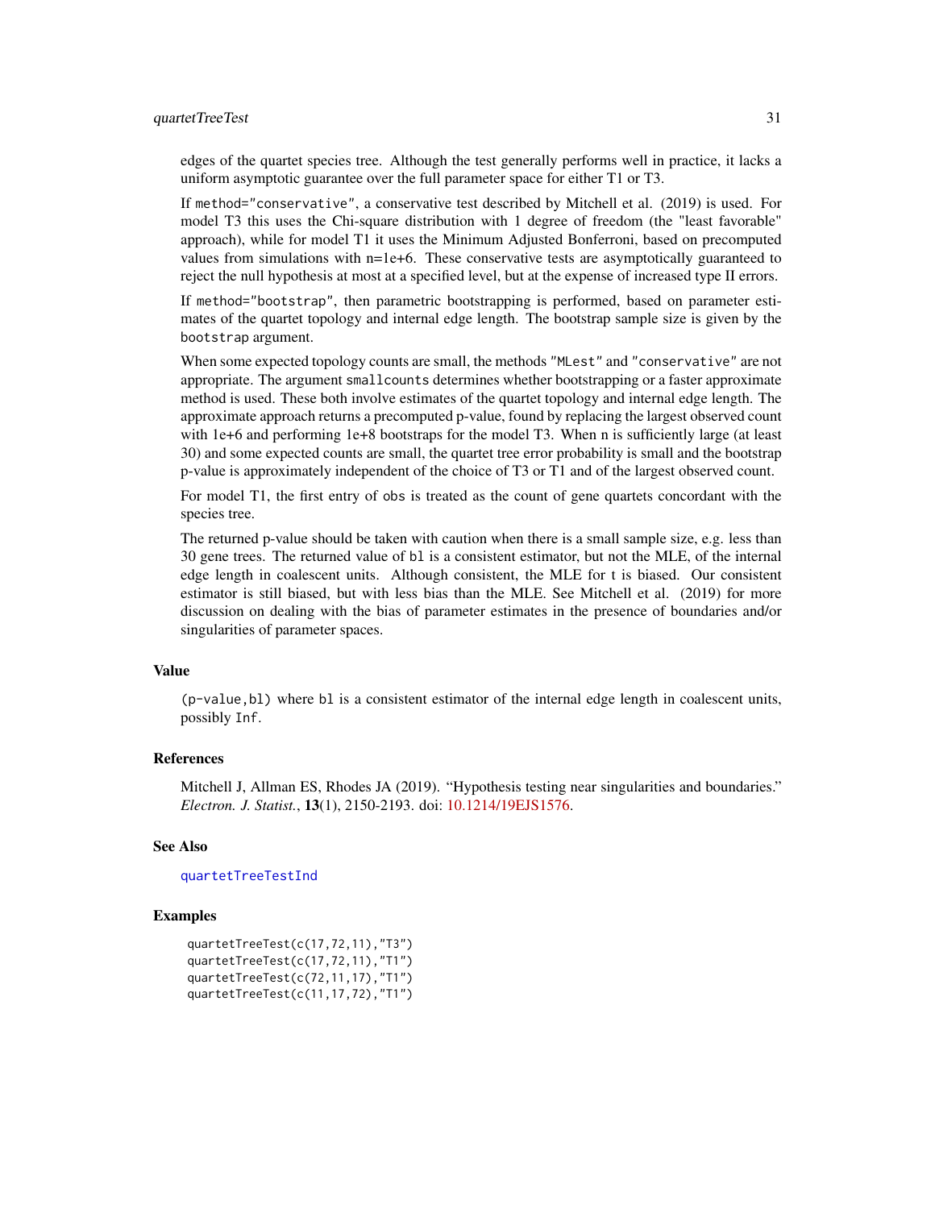edges of the quartet species tree. Although the test generally performs well in practice, it lacks a uniform asymptotic guarantee over the full parameter space for either T1 or T3.

If `method="conservative"`, a conservative test described by Mitchell et al. (2019) is used. For model T3 this uses the Chi-square distribution with 1 degree of freedom (the "least favorable" approach), while for model T1 it uses the Minimum Adjusted Bonferroni, based on precomputed values from simulations with n=1e+6. These conservative tests are asymptotically guaranteed to reject the null hypothesis at most at a specified level, but at the expense of increased type II errors.

If `method="bootstrap"`, then parametric bootstrapping is performed, based on parameter estimates of the quartet topology and internal edge length. The bootstrap sample size is given by the `bootstrap` argument.

When some expected topology counts are small, the methods `"MLest"` and `"conservative"` are not appropriate. The argument `smallcounts` determines whether bootstrapping or a faster approximate method is used. These both involve estimates of the quartet topology and internal edge length. The approximate approach returns a precomputed p-value, found by replacing the largest observed count with 1e+6 and performing 1e+8 bootstraps for the model T3. When n is sufficiently large (at least 30) and some expected counts are small, the quartet tree error probability is small and the bootstrap p-value is approximately independent of the choice of T3 or T1 and of the largest observed count.

For model T1, the first entry of `obs` is treated as the count of gene quartets concordant with the species tree.

The returned p-value should be taken with caution when there is a small sample size, e.g. less than 30 gene trees. The returned value of `bl` is a consistent estimator, but not the MLE, of the internal edge length in coalescent units. Although consistent, the MLE for t is biased. Our consistent estimator is still biased, but with less bias than the MLE. See Mitchell et al. (2019) for more discussion on dealing with the bias of parameter estimates in the presence of boundaries and/or singularities of parameter spaces.

### Value

`(p-value,bl)` where `bl` is a consistent estimator of the internal edge length in coalescent units, possibly `Inf`.

### References

Mitchell J, Allman ES, Rhodes JA (2019). "Hypothesis testing near singularities and boundaries." *Electron. J. Statist.*, **13**(1), 2150-2193. doi: 10.1214/19EJS1576.

### See Also

`quartetTreeTestInd`

### Examples

```
quartetTreeTest(c(17,72,11),"T3")
quartetTreeTest(c(17,72,11),"T1")
quartetTreeTest(c(72,11,17),"T1")
quartetTreeTest(c(11,17,72),"T1")
```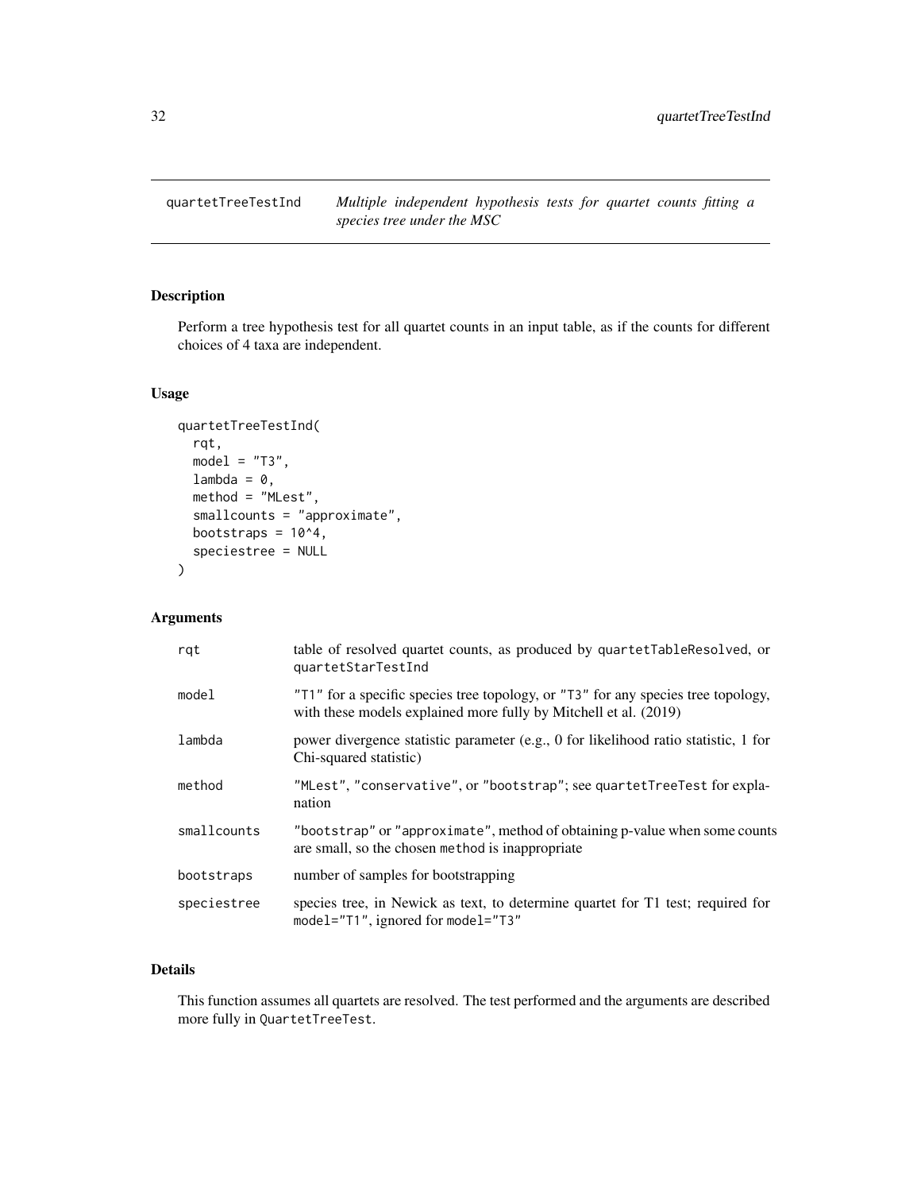quartetTreeTestInd *Multiple independent hypothesis tests for quartet counts fitting a species tree under the MSC*

## Description

Perform a tree hypothesis test for all quartet counts in an input table, as if the counts for different choices of 4 taxa are independent.

## Usage

```
quartetTreeTestInd(
  rqt,
  model = "T3",
  lambda = 0,
  method = "MLest",
  smallcounts = "approximate",
  bootstraps = 10^4,
  speciestree = NULL
)
```

## Arguments

| | |
|---|---|
| rqt | table of resolved quartet counts, as produced by quartetTableResolved, or quartetStarTestInd |
| model | "T1" for a specific species tree topology, or "T3" for any species tree topology, with these models explained more fully by Mitchell et al. (2019) |
| lambda | power divergence statistic parameter (e.g., 0 for likelihood ratio statistic, 1 for Chi-squared statistic) |
| method | "MLest", "conservative", or "bootstrap"; see quartetTreeTest for explanation |
| smallcounts | "bootstrap" or "approximate", method of obtaining p-value when some counts are small, so the chosen method is inappropriate |
| bootstraps | number of samples for bootstrapping |
| speciestree | species tree, in Newick as text, to determine quartet for T1 test; required for model="T1", ignored for model="T3" |

## Details

This function assumes all quartets are resolved. The test performed and the arguments are described more fully in QuartetTreeTest.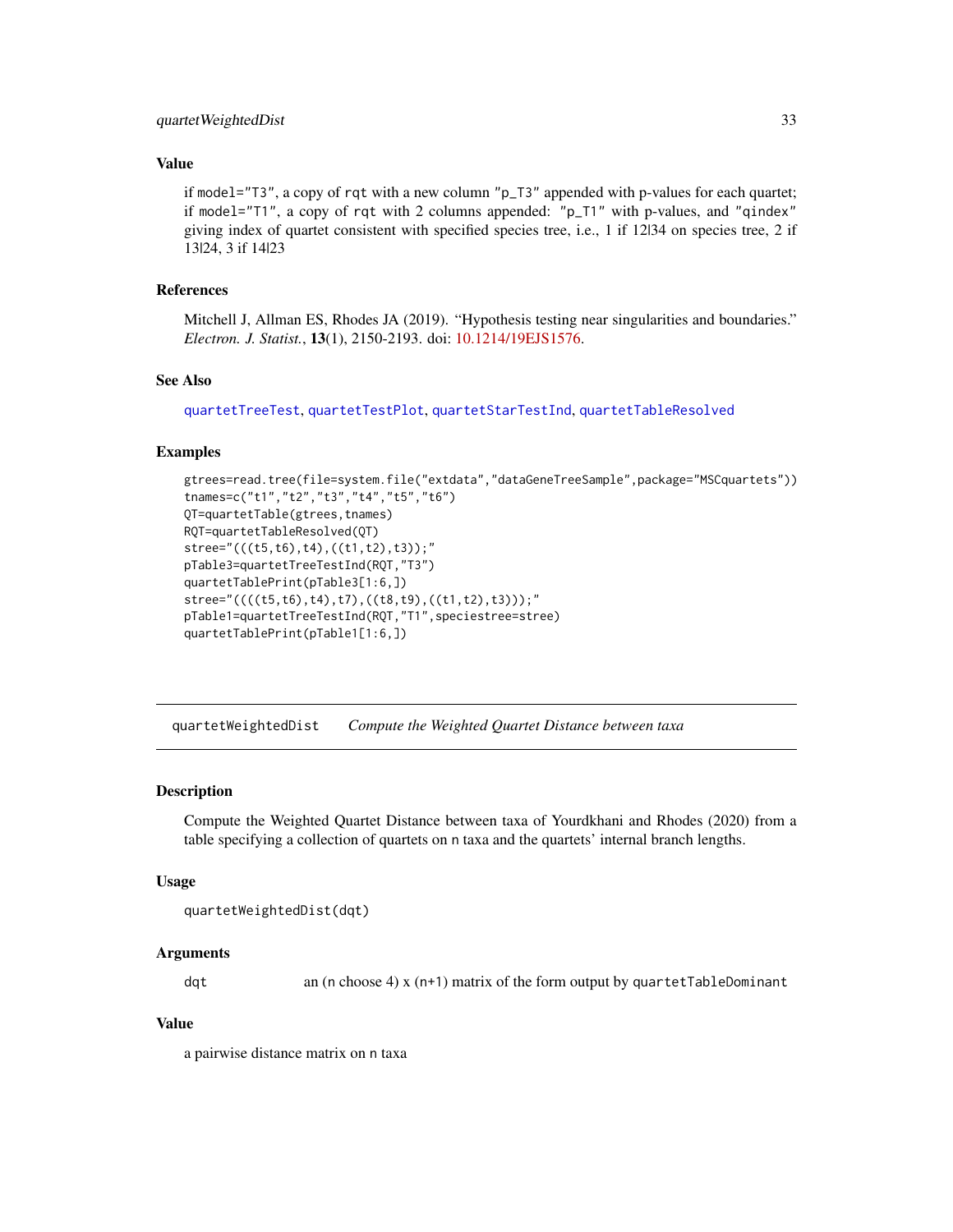## Value

if model="T3", a copy of rqt with a new column "p_T3" appended with p-values for each quartet; if model="T1", a copy of rqt with 2 columns appended: "p_T1" with p-values, and "qindex" giving index of quartet consistent with specified species tree, i.e., 1 if 12|34 on species tree, 2 if 13|24, 3 if 14|23

## References

Mitchell J, Allman ES, Rhodes JA (2019). "Hypothesis testing near singularities and boundaries." *Electron. J. Statist.*, **13**(1), 2150-2193. doi: 10.1214/19EJS1576.

## See Also

quartetTreeTest, quartetTestPlot, quartetStarTestInd, quartetTableResolved

## Examples

```
gtrees=read.tree(file=system.file("extdata","dataGeneTreeSample",package="MSCquartets"))
tnames=c("t1","t2","t3","t4","t5","t6")
QT=quartetTable(gtrees,tnames)
RQT=quartetTableResolved(QT)
stree="(((t5,t6),t4),((t1,t2),t3));"
pTable3=quartetTreeTestInd(RQT,"T3")
quartetTablePrint(pTable3[1:6,])
stree="((((t5,t6),t4),t7),((t8,t9),((t1,t2),t3)));"
pTable1=quartetTreeTestInd(RQT,"T1",speciestree=stree)
quartetTablePrint(pTable1[1:6,])
```

---

# quartetWeightedDist — *Compute the Weighted Quartet Distance between taxa*

## Description

Compute the Weighted Quartet Distance between taxa of Yourdkhani and Rhodes (2020) from a table specifying a collection of quartets on n taxa and the quartets' internal branch lengths.

## Usage

```
quartetWeightedDist(dqt)
```

## Arguments

| | |
|---|---|
| dqt | an (n choose 4) x (n+1) matrix of the form output by quartetTableDominant |

## Value

a pairwise distance matrix on n taxa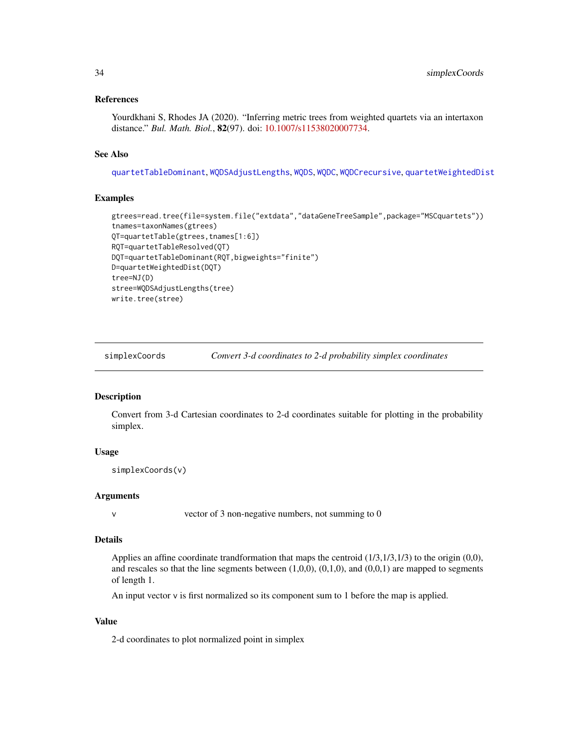### References

Yourdkhani S, Rhodes JA (2020). "Inferring metric trees from weighted quartets via an intertaxon distance." *Bul. Math. Biol.*, **82**(97). doi: 10.1007/s11538020007734.

### See Also

quartetTableDominant, WQDSAdjustLengths, WQDS, WQDC, WQDCrecursive, quartetWeightedDist

### Examples

```
gtrees=read.tree(file=system.file("extdata","dataGeneTreeSample",package="MSCquartets"))
tnames=taxonNames(gtrees)
QT=quartetTable(gtrees,tnames[1:6])
RQT=quartetTableResolved(QT)
DQT=quartetTableDominant(RQT,bigweights="finite")
D=quartetWeightedDist(DQT)
tree=NJ(D)
stree=WQDSAdjustLengths(tree)
write.tree(stree)
```

---

## simplexCoords — *Convert 3-d coordinates to 2-d probability simplex coordinates*

### Description

Convert from 3-d Cartesian coordinates to 2-d coordinates suitable for plotting in the probability simplex.

### Usage

```
simplexCoords(v)
```

### Arguments

| | |
|---|---|
| v | vector of 3 non-negative numbers, not summing to 0 |

### Details

Applies an affine coordinate trandformation that maps the centroid (1/3,1/3,1/3) to the origin (0,0), and rescales so that the line segments between (1,0,0), (0,1,0), and (0,0,1) are mapped to segments of length 1.

An input vector v is first normalized so its component sum to 1 before the map is applied.

### Value

2-d coordinates to plot normalized point in simplex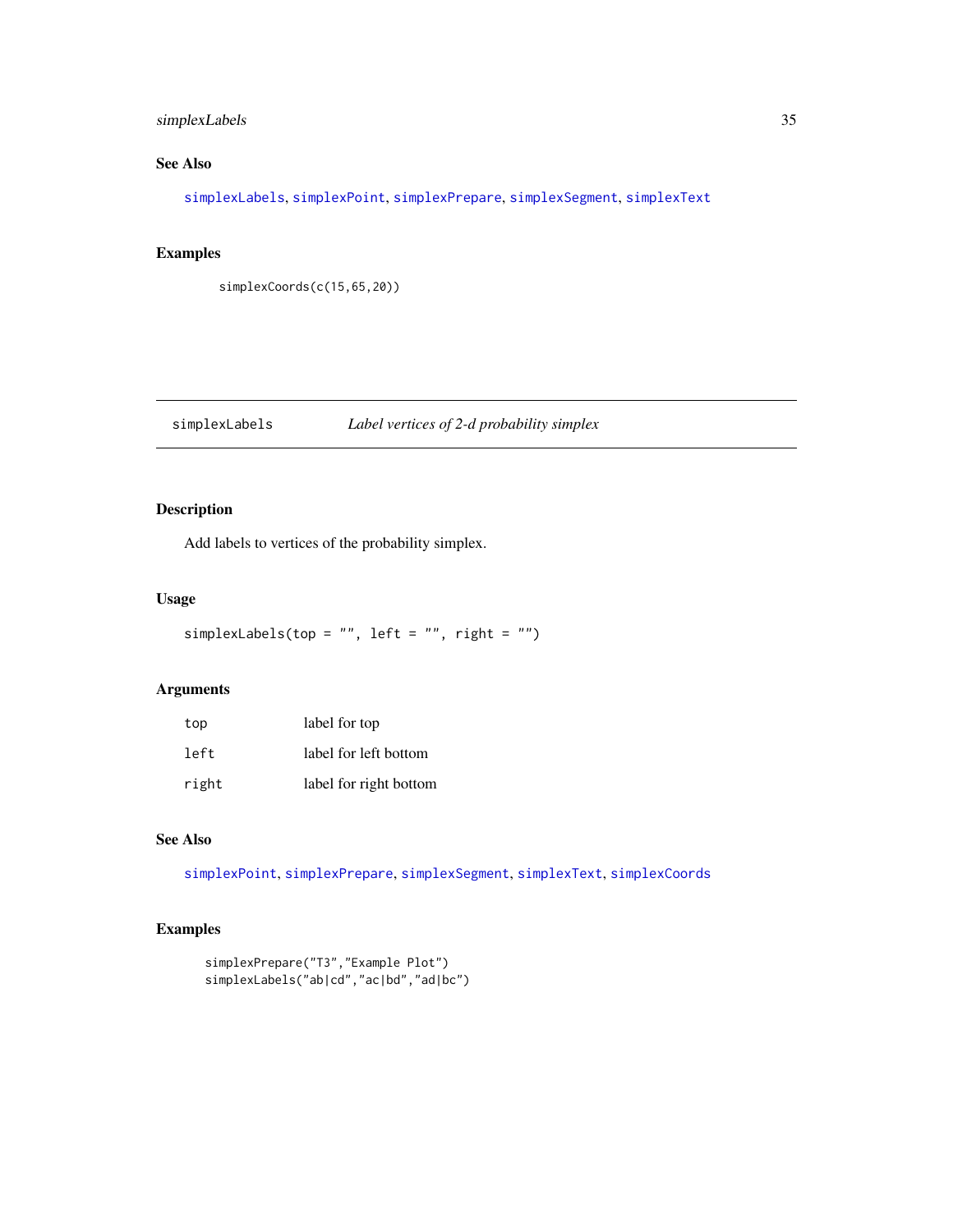## See Also

simplexLabels, simplexPoint, simplexPrepare, simplexSegment, simplexText

## Examples

```
simplexCoords(c(15,65,20))
```

---

# simplexLabels — *Label vertices of 2-d probability simplex*

## Description

Add labels to vertices of the probability simplex.

## Usage

```
simplexLabels(top = "", left = "", right = "")
```

## Arguments

| | |
|---|---|
| top | label for top |
| left | label for left bottom |
| right | label for right bottom |

## See Also

simplexPoint, simplexPrepare, simplexSegment, simplexText, simplexCoords

## Examples

```
simplexPrepare("T3","Example Plot")
simplexLabels("ab|cd","ac|bd","ad|bc")
```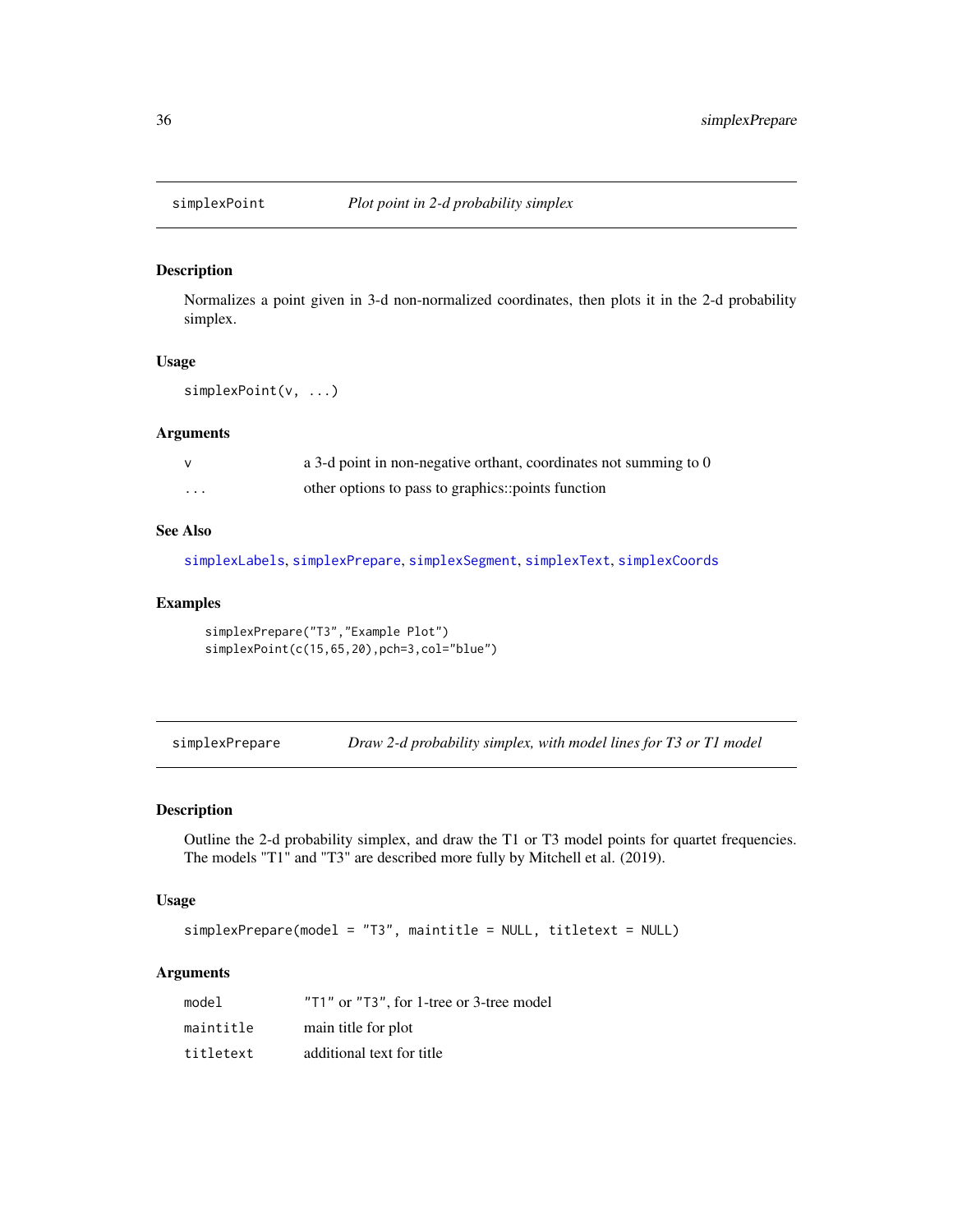## simplexPoint *Plot point in 2-d probability simplex*

### Description

Normalizes a point given in 3-d non-normalized coordinates, then plots it in the 2-d probability simplex.

### Usage

```
simplexPoint(v, ...)
```

### Arguments

| | |
|---|---|
| v | a 3-d point in non-negative orthant, coordinates not summing to 0 |
| ... | other options to pass to graphics::points function |

### See Also

simplexLabels, simplexPrepare, simplexSegment, simplexText, simplexCoords

### Examples

```
simplexPrepare("T3","Example Plot")
simplexPoint(c(15,65,20),pch=3,col="blue")
```

## simplexPrepare *Draw 2-d probability simplex, with model lines for T3 or T1 model*

### Description

Outline the 2-d probability simplex, and draw the T1 or T3 model points for quartet frequencies. The models "T1" and "T3" are described more fully by Mitchell et al. (2019).

### Usage

```
simplexPrepare(model = "T3", maintitle = NULL, titletext = NULL)
```

### Arguments

| | |
|---|---|
| model | "T1" or "T3", for 1-tree or 3-tree model |
| maintitle | main title for plot |
| titletext | additional text for title |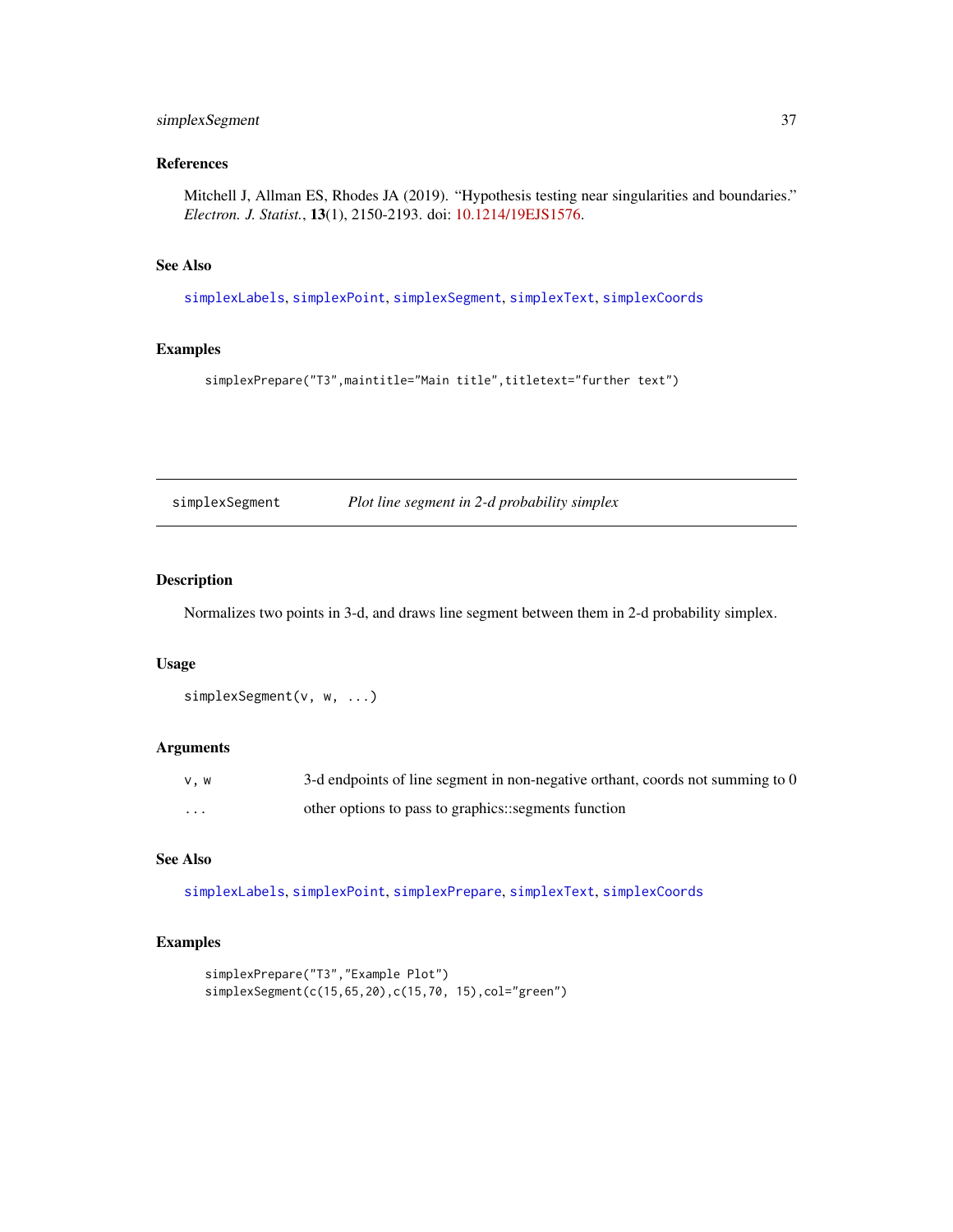### References

Mitchell J, Allman ES, Rhodes JA (2019). “Hypothesis testing near singularities and boundaries.” *Electron. J. Statist.*, **13**(1), 2150-2193. doi: 10.1214/19EJS1576.

### See Also

simplexLabels, simplexPoint, simplexSegment, simplexText, simplexCoords

### Examples

```
simplexPrepare("T3",maintitle="Main title",titletext="further text")
```

---

## simplexSegment &nbsp;&nbsp;&nbsp; *Plot line segment in 2-d probability simplex*

---

### Description

Normalizes two points in 3-d, and draws line segment between them in 2-d probability simplex.

### Usage

```
simplexSegment(v, w, ...)
```

### Arguments

| | |
|---|---|
| `v, w` | 3-d endpoints of line segment in non-negative orthant, coords not summing to 0 |
| `...` | other options to pass to graphics::segments function |

### See Also

simplexLabels, simplexPoint, simplexPrepare, simplexText, simplexCoords

### Examples

```
simplexPrepare("T3","Example Plot")
simplexSegment(c(15,65,20),c(15,70, 15),col="green")
```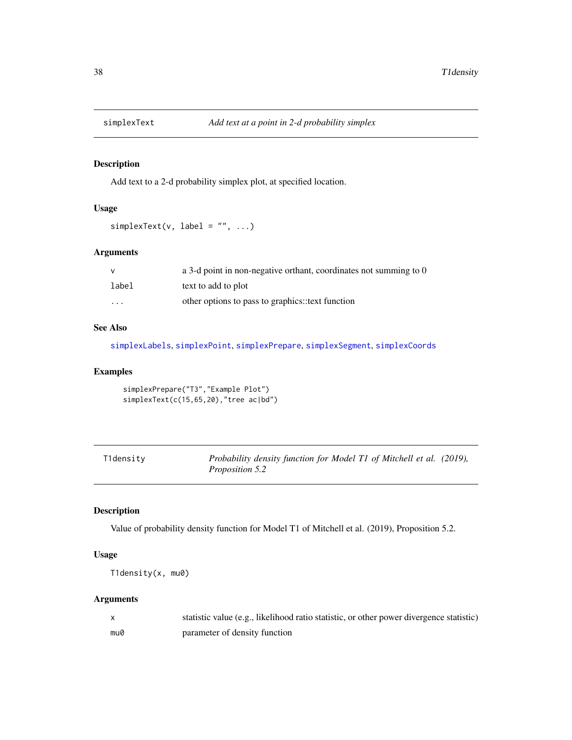## simplexText *Add text at a point in 2-d probability simplex*

### Description

Add text to a 2-d probability simplex plot, at specified location.

### Usage

```
simplexText(v, label = "", ...)
```

### Arguments

| | |
|---|---|
| v | a 3-d point in non-negative orthant, coordinates not summing to 0 |
| label | text to add to plot |
| ... | other options to pass to graphics::text function |

### See Also

simplexLabels, simplexPoint, simplexPrepare, simplexSegment, simplexCoords

### Examples

```
simplexPrepare("T3","Example Plot")
simplexText(c(15,65,20),"tree ac|bd")
```

## T1density *Probability density function for Model T1 of Mitchell et al. (2019), Proposition 5.2*

### Description

Value of probability density function for Model T1 of Mitchell et al. (2019), Proposition 5.2.

### Usage

```
T1density(x, mu0)
```

### Arguments

| | |
|---|---|
| x | statistic value (e.g., likelihood ratio statistic, or other power divergence statistic) |
| mu0 | parameter of density function |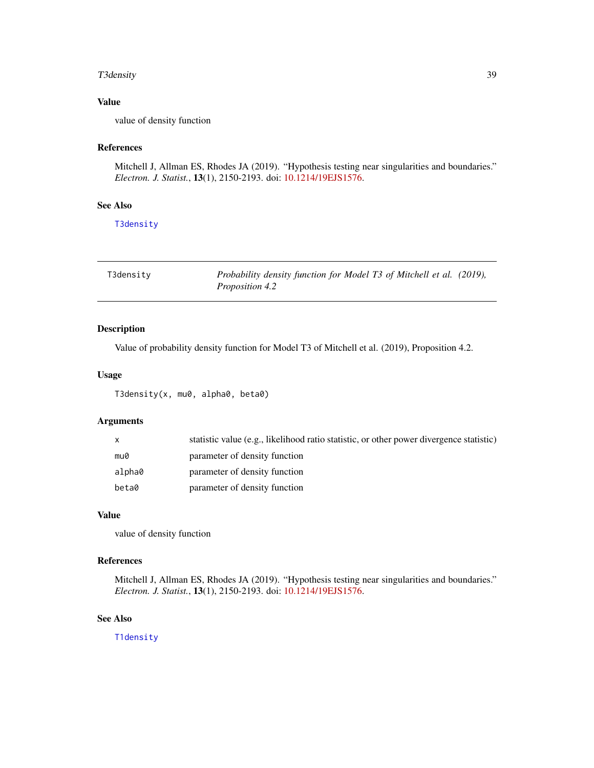## Value

value of density function

## References

Mitchell J, Allman ES, Rhodes JA (2019). "Hypothesis testing near singularities and boundaries." *Electron. J. Statist.*, **13**(1), 2150-2193. doi: 10.1214/19EJS1576.

## See Also

`T3density`

---

# T3density — *Probability density function for Model T3 of Mitchell et al. (2019), Proposition 4.2*

---

## Description

Value of probability density function for Model T3 of Mitchell et al. (2019), Proposition 4.2.

## Usage

```
T3density(x, mu0, alpha0, beta0)
```

## Arguments

| | |
|---|---|
| `x` | statistic value (e.g., likelihood ratio statistic, or other power divergence statistic) |
| `mu0` | parameter of density function |
| `alpha0` | parameter of density function |
| `beta0` | parameter of density function |

## Value

value of density function

## References

Mitchell J, Allman ES, Rhodes JA (2019). "Hypothesis testing near singularities and boundaries." *Electron. J. Statist.*, **13**(1), 2150-2193. doi: 10.1214/19EJS1576.

## See Also

`T1density`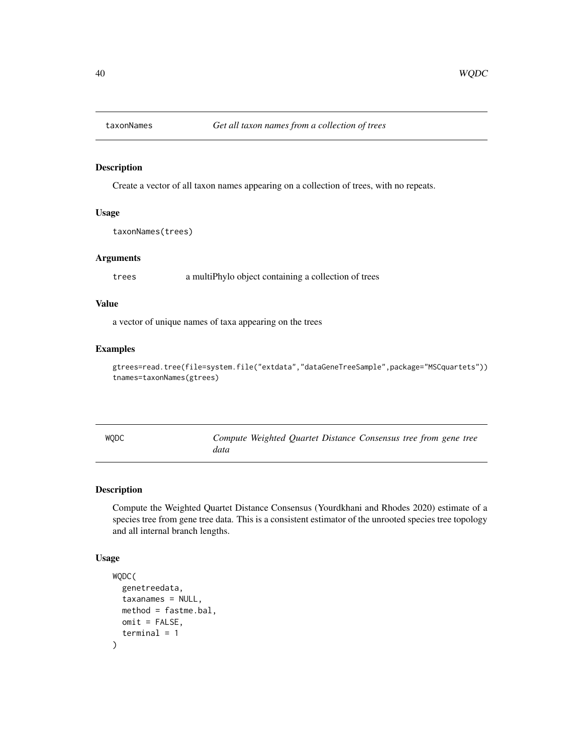## taxonNames — *Get all taxon names from a collection of trees*

### Description

Create a vector of all taxon names appearing on a collection of trees, with no repeats.

### Usage

```
taxonNames(trees)
```

### Arguments

| | |
|---|---|
| trees | a multiPhylo object containing a collection of trees |

### Value

a vector of unique names of taxa appearing on the trees

### Examples

```
gtrees=read.tree(file=system.file("extdata","dataGeneTreeSample",package="MSCquartets"))
tnames=taxonNames(gtrees)
```

## WQDC — *Compute Weighted Quartet Distance Consensus tree from gene tree data*

### Description

Compute the Weighted Quartet Distance Consensus (Yourdkhani and Rhodes 2020) estimate of a species tree from gene tree data. This is a consistent estimator of the unrooted species tree topology and all internal branch lengths.

### Usage

```
WQDC(
  genetreedata,
  taxanames = NULL,
  method = fastme.bal,
  omit = FALSE,
  terminal = 1
)
```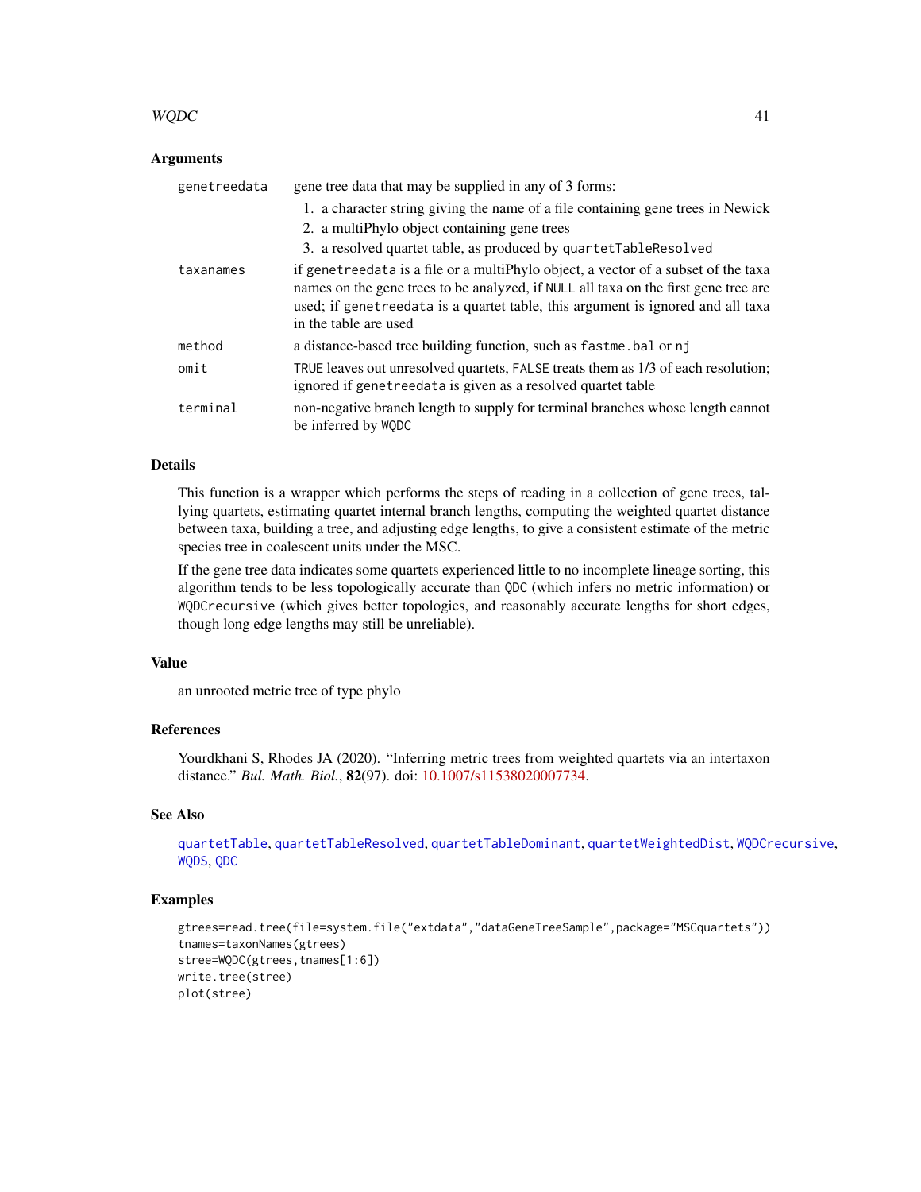### Arguments

| | |
|---|---|
| `genetreedata` | gene tree data that may be supplied in any of 3 forms: 1. a character string giving the name of a file containing gene trees in Newick 2. a multiPhylo object containing gene trees 3. a resolved quartet table, as produced by `quartetTableResolved` |
| `taxanames` | if `genetreedata` is a file or a multiPhylo object, a vector of a subset of the taxa names on the gene trees to be analyzed, if `NULL` all taxa on the first gene tree are used; if `genetreedata` is a quartet table, this argument is ignored and all taxa in the table are used |
| `method` | a distance-based tree building function, such as `fastme.bal` or `nj` |
| `omit` | `TRUE` leaves out unresolved quartets, `FALSE` treats them as 1/3 of each resolution; ignored if `genetreedata` is given as a resolved quartet table |
| `terminal` | non-negative branch length to supply for terminal branches whose length cannot be inferred by `WQDC` |

### Details

This function is a wrapper which performs the steps of reading in a collection of gene trees, tallying quartets, estimating quartet internal branch lengths, computing the weighted quartet distance between taxa, building a tree, and adjusting edge lengths, to give a consistent estimate of the metric species tree in coalescent units under the MSC.

If the gene tree data indicates some quartets experienced little to no incomplete lineage sorting, this algorithm tends to be less topologically accurate than `QDC` (which infers no metric information) or `WQDCrecursive` (which gives better topologies, and reasonably accurate lengths for short edges, though long edge lengths may still be unreliable).

### Value

an unrooted metric tree of type phylo

### References

Yourdkhani S, Rhodes JA (2020). "Inferring metric trees from weighted quartets via an intertaxon distance." *Bul. Math. Biol.*, **82**(97). doi: 10.1007/s11538020007734.

### See Also

`quartetTable`, `quartetTableResolved`, `quartetTableDominant`, `quartetWeightedDist`, `WQDCrecursive`, `WQDS`, `QDC`

### Examples

```
gtrees=read.tree(file=system.file("extdata","dataGeneTreeSample",package="MSCquartets"))
tnames=taxonNames(gtrees)
stree=WQDC(gtrees,tnames[1:6])
write.tree(stree)
plot(stree)
```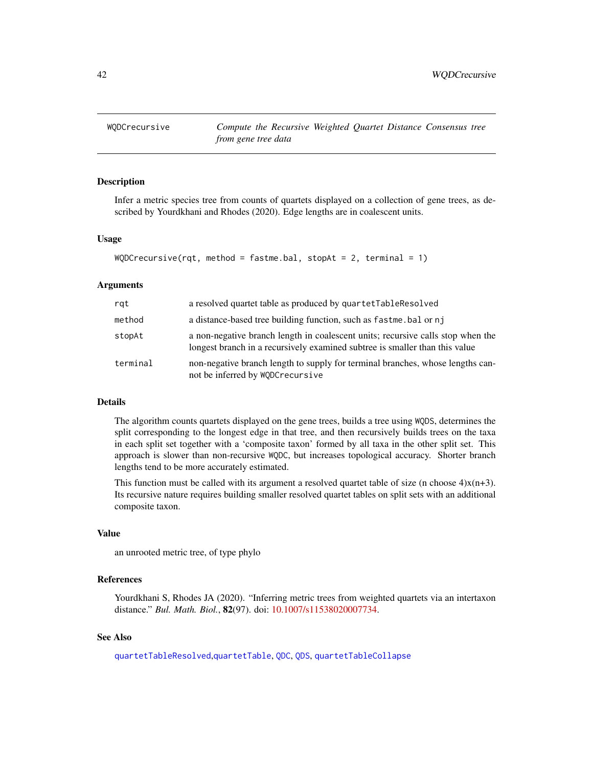# WQDCrecursive — *Compute the Recursive Weighted Quartet Distance Consensus tree from gene tree data*

## Description

Infer a metric species tree from counts of quartets displayed on a collection of gene trees, as described by Yourdkhani and Rhodes (2020). Edge lengths are in coalescent units.

## Usage

```
WQDCrecursive(rqt, method = fastme.bal, stopAt = 2, terminal = 1)
```

## Arguments

| | |
|---|---|
| `rqt` | a resolved quartet table as produced by `quartetTableResolved` |
| `method` | a distance-based tree building function, such as `fastme.bal` or `nj` |
| `stopAt` | a non-negative branch length in coalescent units; recursive calls stop when the longest branch in a recursively examined subtree is smaller than this value |
| `terminal` | non-negative branch length to supply for terminal branches, whose lengths cannot be inferred by `WQDCrecursive` |

## Details

The algorithm counts quartets displayed on the gene trees, builds a tree using `WQDS`, determines the split corresponding to the longest edge in that tree, and then recursively builds trees on the taxa in each split set together with a 'composite taxon' formed by all taxa in the other split set. This approach is slower than non-recursive `WQDC`, but increases topological accuracy. Shorter branch lengths tend to be more accurately estimated.

This function must be called with its argument a resolved quartet table of size (n choose 4)x(n+3). Its recursive nature requires building smaller resolved quartet tables on split sets with an additional composite taxon.

## Value

an unrooted metric tree, of type phylo

## References

Yourdkhani S, Rhodes JA (2020). "Inferring metric trees from weighted quartets via an intertaxon distance." *Bul. Math. Biol.*, **82**(97). doi: 10.1007/s11538020007734.

## See Also

`quartetTableResolved`,`quartetTable`, `QDC`, `QDS`, `quartetTableCollapse`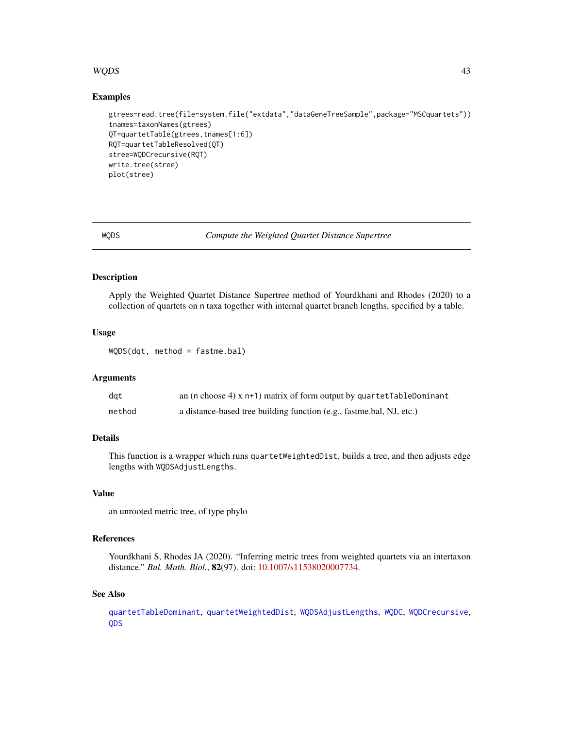## Examples

```
gtrees=read.tree(file=system.file("extdata","dataGeneTreeSample",package="MSCquartets"))
tnames=taxonNames(gtrees)
QT=quartetTable(gtrees,tnames[1:6])
RQT=quartetTableResolved(QT)
stree=WQDCrecursive(RQT)
write.tree(stree)
plot(stree)
```

---

# WQDS — *Compute the Weighted Quartet Distance Supertree*

---

## Description

Apply the Weighted Quartet Distance Supertree method of Yourdkhani and Rhodes (2020) to a collection of quartets on n taxa together with internal quartet branch lengths, specified by a table.

## Usage

```
WQDS(dqt, method = fastme.bal)
```

## Arguments

| | |
|---|---|
| dqt | an (n choose 4) x n+1) matrix of form output by `quartetTableDominant` |
| method | a distance-based tree building function (e.g., fastme.bal, NJ, etc.) |

## Details

This function is a wrapper which runs `quartetWeightedDist`, builds a tree, and then adjusts edge lengths with `WQDSAdjustLengths`.

## Value

an unrooted metric tree, of type phylo

## References

Yourdkhani S, Rhodes JA (2020). "Inferring metric trees from weighted quartets via an intertaxon distance." *Bul. Math. Biol.*, **82**(97). doi: 10.1007/s11538020007734.

## See Also

`quartetTableDominant`, `quartetWeightedDist`, `WQDSAdjustLengths`, `WQDC`, `WQDCrecursive`, `QDS`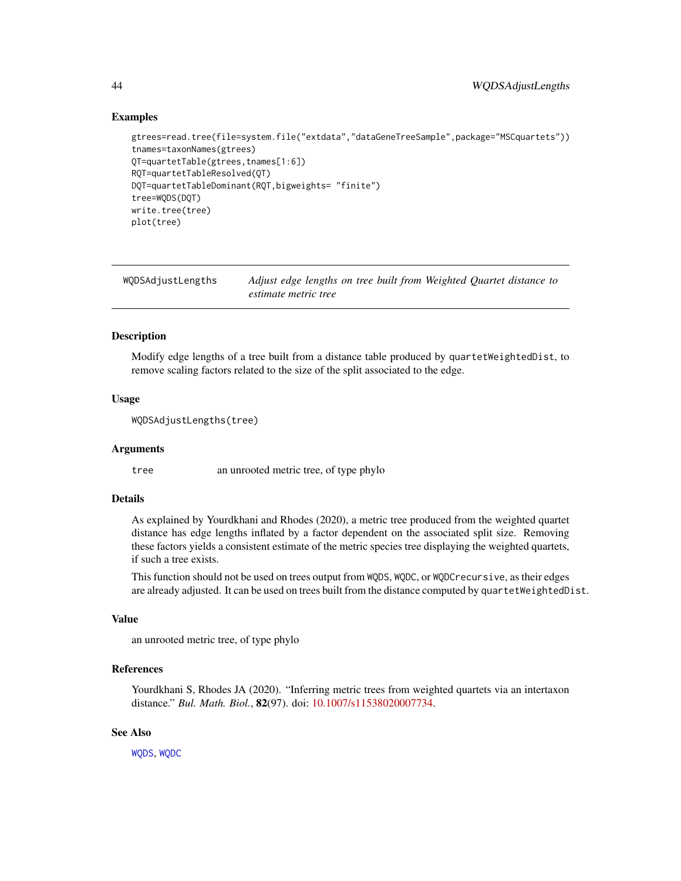### Examples

```
gtrees=read.tree(file=system.file("extdata","dataGeneTreeSample",package="MSCquartets"))
tnames=taxonNames(gtrees)
QT=quartetTable(gtrees,tnames[1:6])
RQT=quartetTableResolved(QT)
DQT=quartetTableDominant(RQT,bigweights= "finite")
tree=WQDS(DQT)
write.tree(tree)
plot(tree)
```

---

## WQDSAdjustLengths

*Adjust edge lengths on tree built from Weighted Quartet distance to estimate metric tree*

---

### Description

Modify edge lengths of a tree built from a distance table produced by `quartetWeightedDist`, to remove scaling factors related to the size of the split associated to the edge.

### Usage

```
WQDSAdjustLengths(tree)
```

### Arguments

| | |
|---|---|
| `tree` | an unrooted metric tree, of type phylo |

### Details

As explained by Yourdkhani and Rhodes (2020), a metric tree produced from the weighted quartet distance has edge lengths inflated by a factor dependent on the associated split size. Removing these factors yields a consistent estimate of the metric species tree displaying the weighted quartets, if such a tree exists.

This function should not be used on trees output from `WQDS`, `WQDC`, or `WQDCrecursive`, as their edges are already adjusted. It can be used on trees built from the distance computed by `quartetWeightedDist`.

### Value

an unrooted metric tree, of type phylo

### References

Yourdkhani S, Rhodes JA (2020). "Inferring metric trees from weighted quartets via an intertaxon distance." *Bul. Math. Biol.*, **82**(97). doi: 10.1007/s11538020007734.

### See Also

`WQDS`, `WQDC`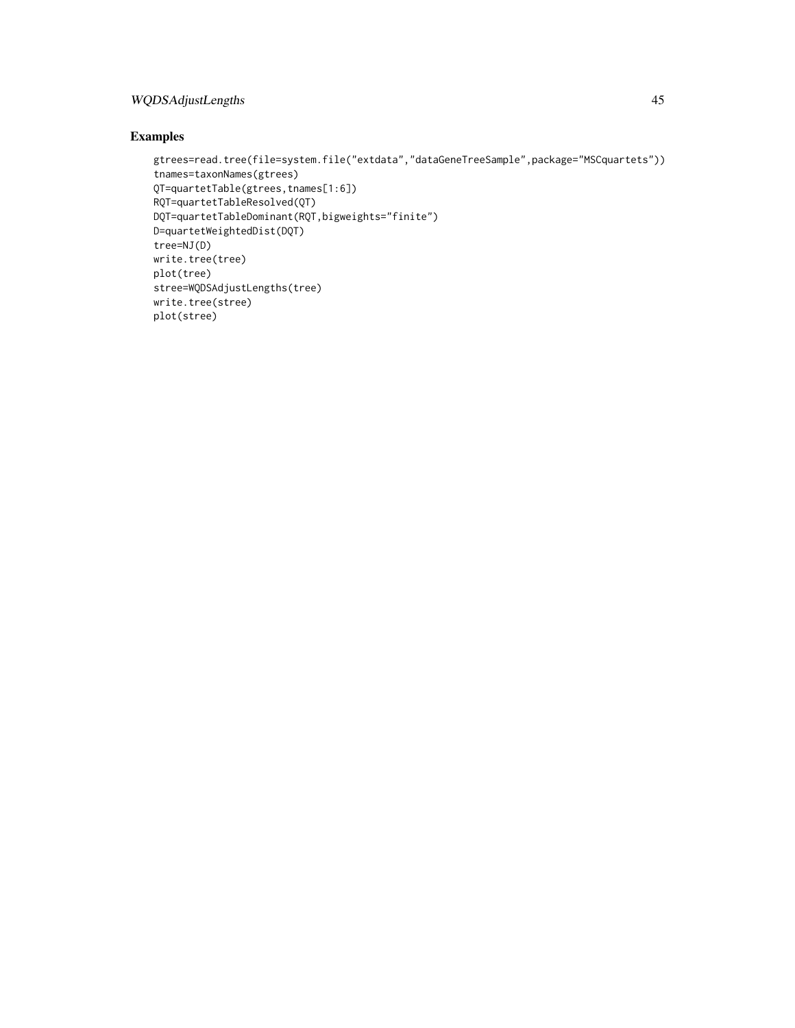## Examples

```
gtrees=read.tree(file=system.file("extdata","dataGeneTreeSample",package="MSCquartets"))
tnames=taxonNames(gtrees)
QT=quartetTable(gtrees,tnames[1:6])
RQT=quartetTableResolved(QT)
DQT=quartetTableDominant(RQT,bigweights="finite")
D=quartetWeightedDist(DQT)
tree=NJ(D)
write.tree(tree)
plot(tree)
stree=WQDSAdjustLengths(tree)
write.tree(stree)
plot(stree)
```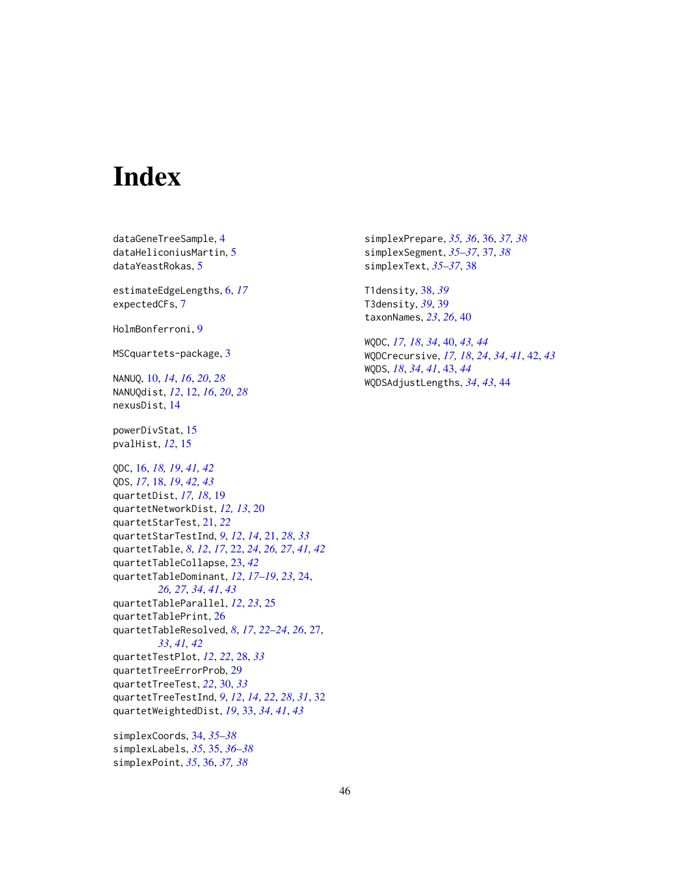# Index

dataGeneTreeSample, 4
dataHeliconiusMartin, 5
dataYeastRokas, 5

estimateEdgeLengths, 6, *17*
expectedCFs, 7

HolmBonferroni, 9

MSCquartets-package, 3

NANUQ, 10, *14*, *16*, *20*, *28*
NANUQdist, *12*, 12, *16*, *20*, *28*
nexusDist, 14

powerDivStat, 15
pvalHist, *12*, 15

QDC, 16, *18, 19*, *41, 42*
QDS, *17*, 18, *19*, *42, 43*
quartetDist, *17, 18*, 19
quartetNetworkDist, *12, 13*, 20
quartetStarTest, 21, *22*
quartetStarTestInd, *9*, *12*, *14*, 21, *28*, *33*
quartetTable, *8*, *12*, *17*, 22, *24*, *26, 27*, *41, 42*
quartetTableCollapse, 23, *42*
quartetTableDominant, *12*, *17–19*, *23*, 24, *26, 27*, *34*, *41*, *43*
quartetTableParallel, *12*, *23*, 25
quartetTablePrint, 26
quartetTableResolved, *8*, *17*, *22–24*, *26*, 27, *33*, *41, 42*
quartetTestPlot, *12*, *22*, 28, *33*
quartetTreeErrorProb, 29
quartetTreeTest, *22*, 30, *33*
quartetTreeTestInd, *9*, *12*, *14*, *22*, *28*, *31*, 32
quartetWeightedDist, *19*, 33, *34*, *41*, *43*

simplexCoords, 34, *35–38*
simplexLabels, *35*, 35, *36–38*
simplexPoint, *35*, 36, *37, 38*
simplexPrepare, *35, 36*, 36, *37, 38*
simplexSegment, *35–37*, 37, *38*
simplexText, *35–37*, 38

T1density, 38, *39*
T3density, *39*, 39
taxonNames, *23*, *26*, 40

WQDC, *17, 18*, *34*, 40, *43, 44*
WQDCrecursive, *17, 18*, *24*, *34*, *41*, 42, *43*
WQDS, *18*, *34*, *41*, 43, *44*
WQDSAdjustLengths, *34*, *43*, 44